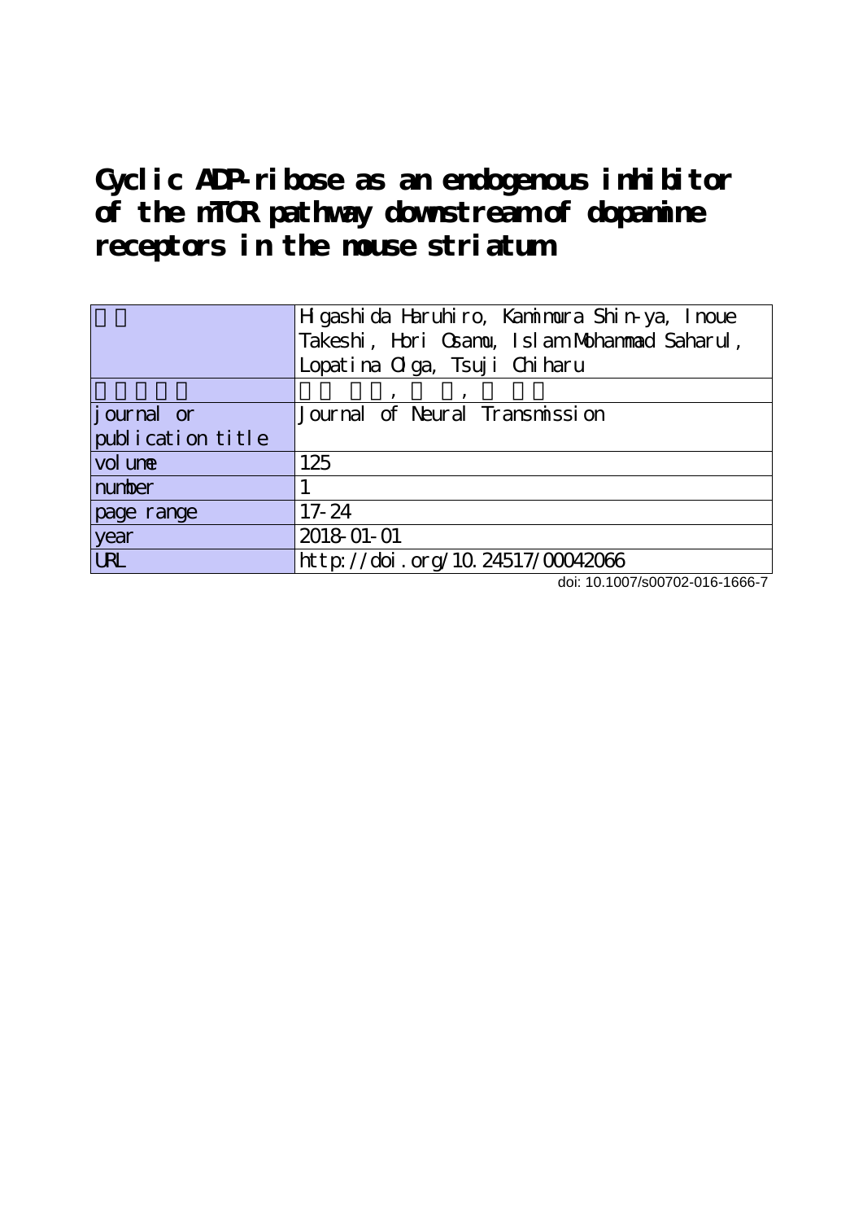# Cyclic ADP-ribose as an endogenous inhibitor of the mTOR pathway downstream of dopamine receptors in the mouse striatum

| | |
|---|---|
| | Higashida Haruhiro, Kamimura Shin-ya, Inoue Takeshi, Hori Osamu, Islam Mohammad Saharul, Lopatina Olga, Tsuji Chiharu |
| | , , |
| journal or publication title | Journal of Neural Transmission |
| volume | 125 |
| number | 1 |
| page range | 17-24 |
| year | 2018-01-01 |
| URL | http://doi.org/10.24517/00042066 |

doi: 10.1007/s00702-016-1666-7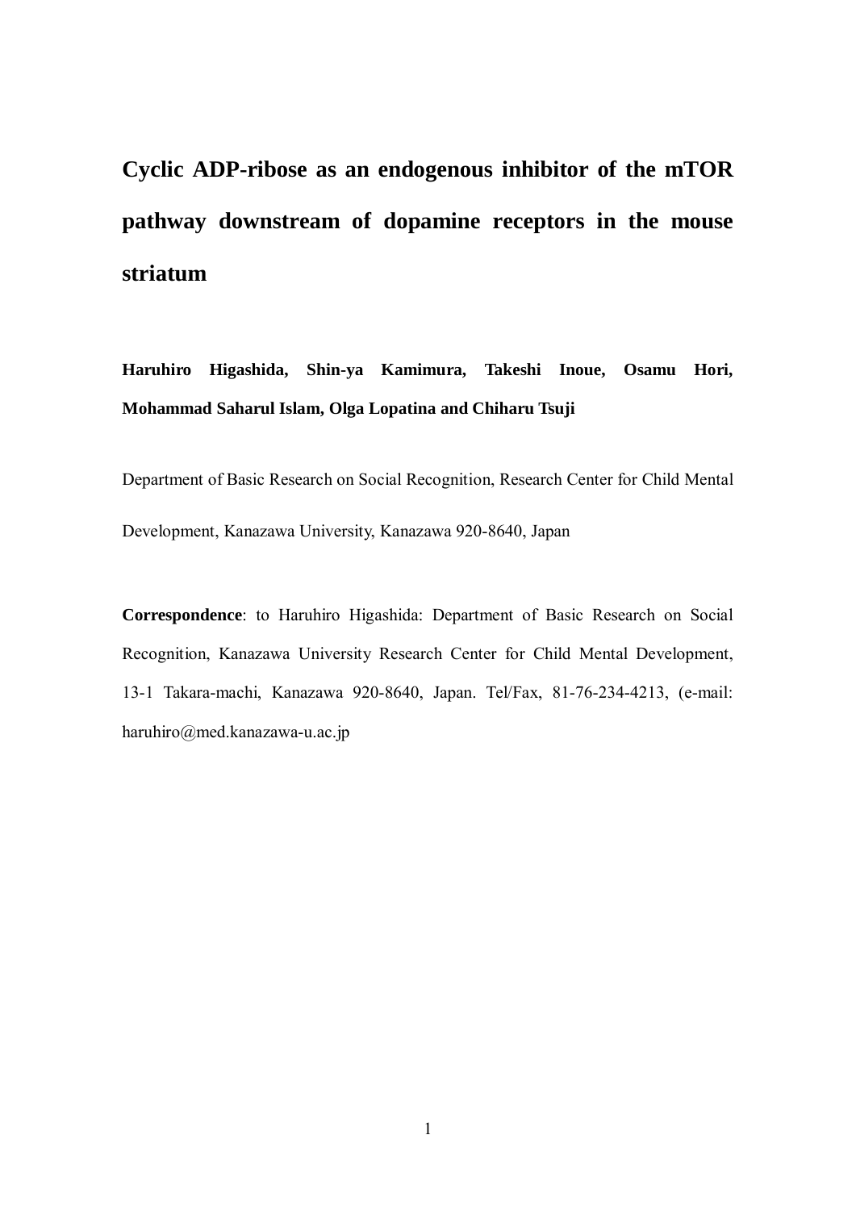# Cyclic ADP-ribose as an endogenous inhibitor of the mTOR pathway downstream of dopamine receptors in the mouse striatum

**Haruhiro Higashida, Shin-ya Kamimura, Takeshi Inoue, Osamu Hori, Mohammad Saharul Islam, Olga Lopatina and Chiharu Tsuji**

Department of Basic Research on Social Recognition, Research Center for Child Mental Development, Kanazawa University, Kanazawa 920-8640, Japan

**Correspondence**: to Haruhiro Higashida: Department of Basic Research on Social Recognition, Kanazawa University Research Center for Child Mental Development, 13-1 Takara-machi, Kanazawa 920-8640, Japan. Tel/Fax, 81-76-234-4213, (e-mail: haruhiro@med.kanazawa-u.ac.jp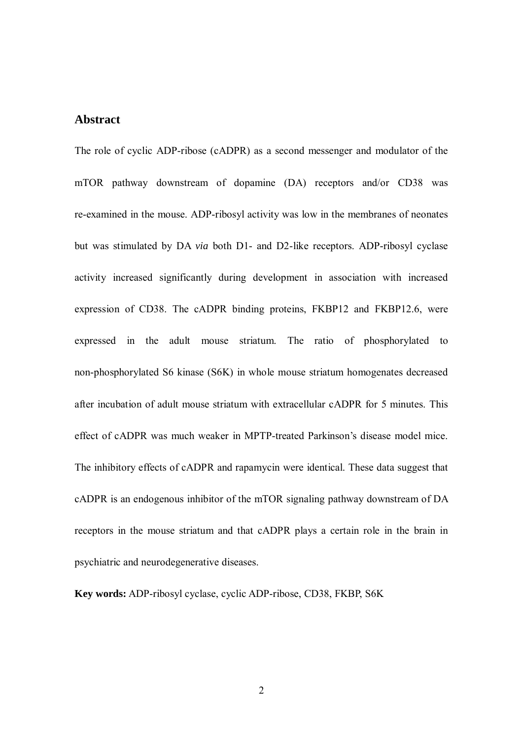## Abstract

The role of cyclic ADP-ribose (cADPR) as a second messenger and modulator of the mTOR pathway downstream of dopamine (DA) receptors and/or CD38 was re-examined in the mouse. ADP-ribosyl activity was low in the membranes of neonates but was stimulated by DA *via* both D1- and D2-like receptors. ADP-ribosyl cyclase activity increased significantly during development in association with increased expression of CD38. The cADPR binding proteins, FKBP12 and FKBP12.6, were expressed in the adult mouse striatum. The ratio of phosphorylated to non-phosphorylated S6 kinase (S6K) in whole mouse striatum homogenates decreased after incubation of adult mouse striatum with extracellular cADPR for 5 minutes. This effect of cADPR was much weaker in MPTP-treated Parkinson's disease model mice. The inhibitory effects of cADPR and rapamycin were identical. These data suggest that cADPR is an endogenous inhibitor of the mTOR signaling pathway downstream of DA receptors in the mouse striatum and that cADPR plays a certain role in the brain in psychiatric and neurodegenerative diseases.

**Key words:** ADP-ribosyl cyclase, cyclic ADP-ribose, CD38, FKBP, S6K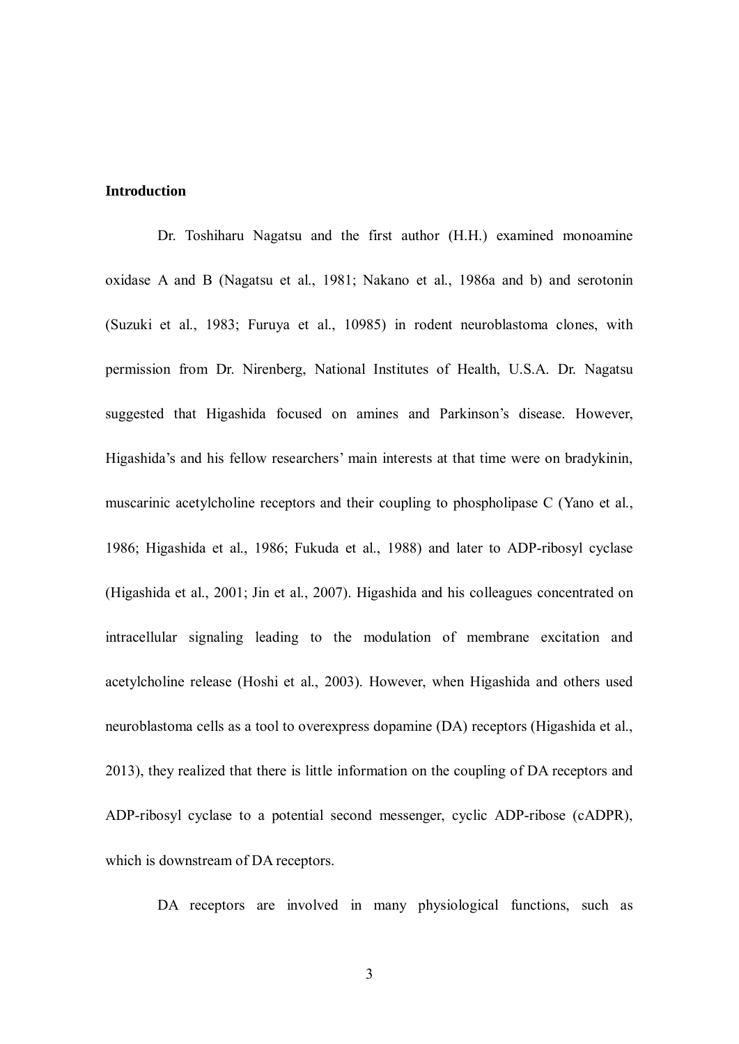## Introduction

Dr. Toshiharu Nagatsu and the first author (H.H.) examined monoamine oxidase A and B (Nagatsu et al., 1981; Nakano et al., 1986a and b) and serotonin (Suzuki et al., 1983; Furuya et al., 10985) in rodent neuroblastoma clones, with permission from Dr. Nirenberg, National Institutes of Health, U.S.A. Dr. Nagatsu suggested that Higashida focused on amines and Parkinson's disease. However, Higashida's and his fellow researchers' main interests at that time were on bradykinin, muscarinic acetylcholine receptors and their coupling to phospholipase C (Yano et al., 1986; Higashida et al., 1986; Fukuda et al., 1988) and later to ADP-ribosyl cyclase (Higashida et al., 2001; Jin et al., 2007). Higashida and his colleagues concentrated on intracellular signaling leading to the modulation of membrane excitation and acetylcholine release (Hoshi et al., 2003). However, when Higashida and others used neuroblastoma cells as a tool to overexpress dopamine (DA) receptors (Higashida et al., 2013), they realized that there is little information on the coupling of DA receptors and ADP-ribosyl cyclase to a potential second messenger, cyclic ADP-ribose (cADPR), which is downstream of DA receptors.

DA receptors are involved in many physiological functions, such as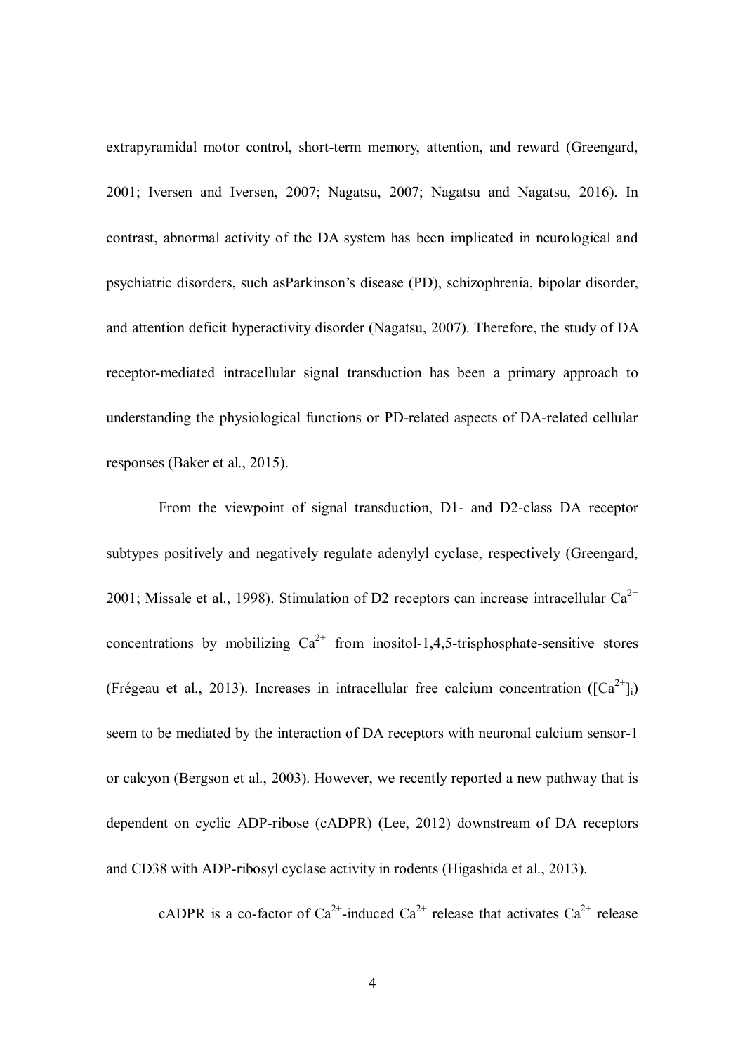extrapyramidal motor control, short-term memory, attention, and reward (Greengard, 2001; Iversen and Iversen, 2007; Nagatsu, 2007; Nagatsu and Nagatsu, 2016). In contrast, abnormal activity of the DA system has been implicated in neurological and psychiatric disorders, such asParkinson's disease (PD), schizophrenia, bipolar disorder, and attention deficit hyperactivity disorder (Nagatsu, 2007). Therefore, the study of DA receptor-mediated intracellular signal transduction has been a primary approach to understanding the physiological functions or PD-related aspects of DA-related cellular responses (Baker et al., 2015).

From the viewpoint of signal transduction, D1- and D2-class DA receptor subtypes positively and negatively regulate adenylyl cyclase, respectively (Greengard, 2001; Missale et al., 1998). Stimulation of D2 receptors can increase intracellular $Ca^{2+}$ concentrations by mobilizing $Ca^{2+}$ from inositol-1,4,5-trisphosphate-sensitive stores (Frégeau et al., 2013). Increases in intracellular free calcium concentration ($[Ca^{2+}]_i$) seem to be mediated by the interaction of DA receptors with neuronal calcium sensor-1 or calcyon (Bergson et al., 2003). However, we recently reported a new pathway that is dependent on cyclic ADP-ribose (cADPR) (Lee, 2012) downstream of DA receptors and CD38 with ADP-ribosyl cyclase activity in rodents (Higashida et al., 2013).

cADPR is a co-factor of $Ca^{2+}$-induced $Ca^{2+}$ release that activates $Ca^{2+}$ release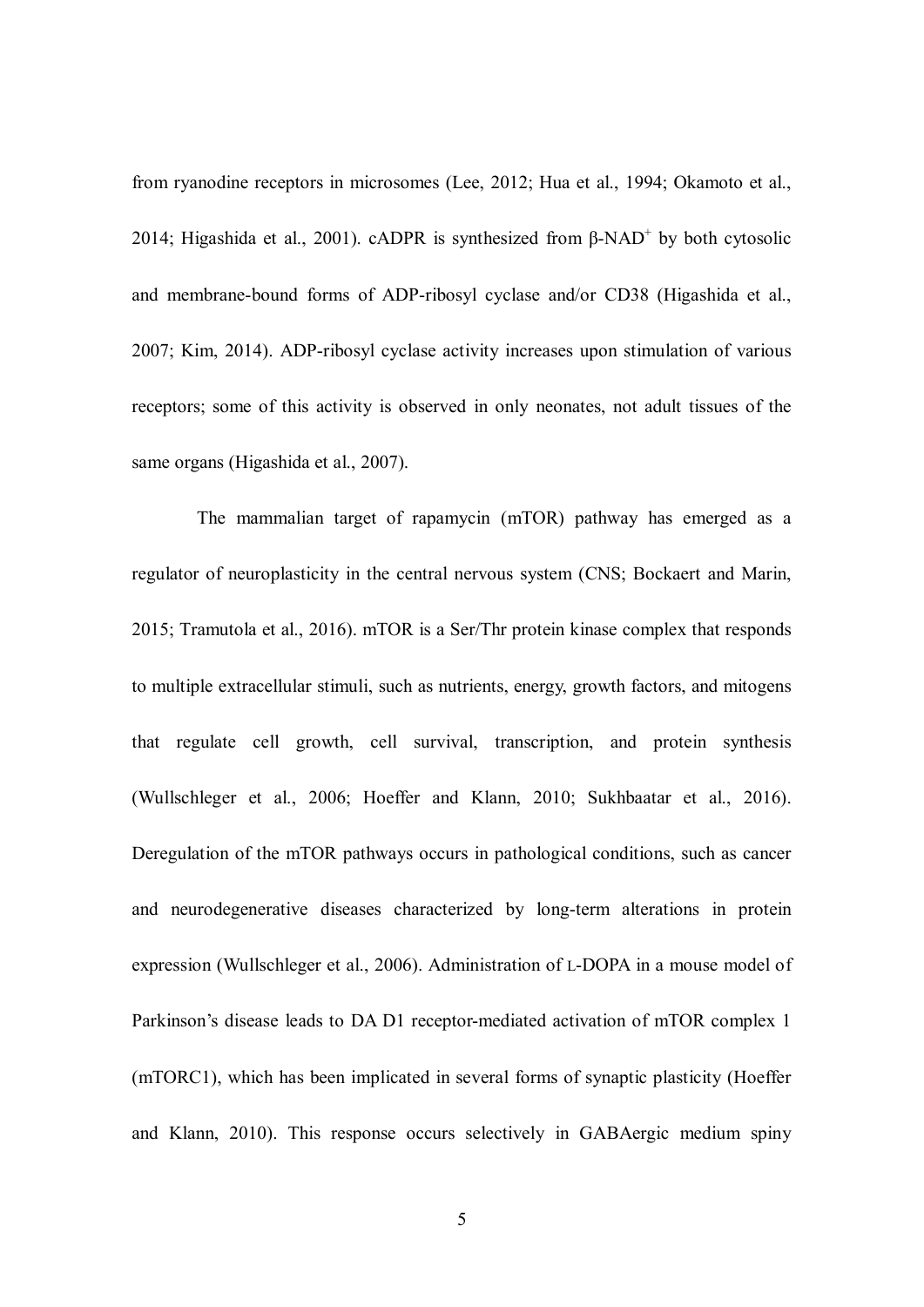from ryanodine receptors in microsomes (Lee, 2012; Hua et al., 1994; Okamoto et al., 2014; Higashida et al., 2001). cADPR is synthesized from β-$NAD^+$ by both cytosolic and membrane-bound forms of ADP-ribosyl cyclase and/or CD38 (Higashida et al., 2007; Kim, 2014). ADP-ribosyl cyclase activity increases upon stimulation of various receptors; some of this activity is observed in only neonates, not adult tissues of the same organs (Higashida et al., 2007).

The mammalian target of rapamycin (mTOR) pathway has emerged as a regulator of neuroplasticity in the central nervous system (CNS; Bockaert and Marin, 2015; Tramutola et al., 2016). mTOR is a Ser/Thr protein kinase complex that responds to multiple extracellular stimuli, such as nutrients, energy, growth factors, and mitogens that regulate cell growth, cell survival, transcription, and protein synthesis (Wullschleger et al., 2006; Hoeffer and Klann, 2010; Sukhbaatar et al., 2016). Deregulation of the mTOR pathways occurs in pathological conditions, such as cancer and neurodegenerative diseases characterized by long-term alterations in protein expression (Wullschleger et al., 2006). Administration of L-DOPA in a mouse model of Parkinson's disease leads to DA D1 receptor-mediated activation of mTOR complex 1 (mTORC1), which has been implicated in several forms of synaptic plasticity (Hoeffer and Klann, 2010). This response occurs selectively in GABAergic medium spiny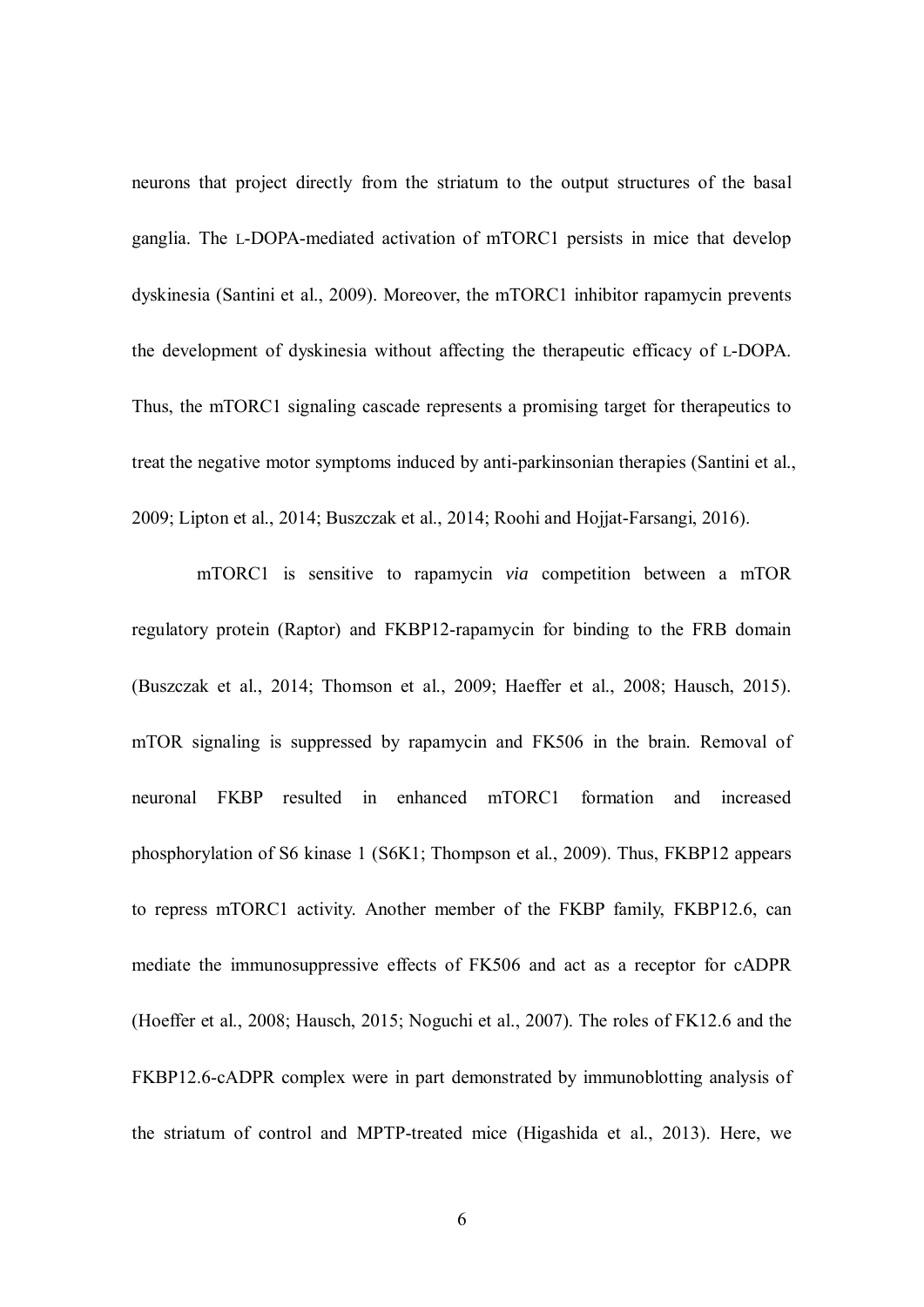neurons that project directly from the striatum to the output structures of the basal ganglia. The L-DOPA-mediated activation of mTORC1 persists in mice that develop dyskinesia (Santini et al., 2009). Moreover, the mTORC1 inhibitor rapamycin prevents the development of dyskinesia without affecting the therapeutic efficacy of L-DOPA. Thus, the mTORC1 signaling cascade represents a promising target for therapeutics to treat the negative motor symptoms induced by anti-parkinsonian therapies (Santini et al., 2009; Lipton et al., 2014; Buszczak et al., 2014; Roohi and Hojjat-Farsangi, 2016).

mTORC1 is sensitive to rapamycin *via* competition between a mTOR regulatory protein (Raptor) and FKBP12-rapamycin for binding to the FRB domain (Buszczak et al., 2014; Thomson et al., 2009; Haeffer et al., 2008; Hausch, 2015). mTOR signaling is suppressed by rapamycin and FK506 in the brain. Removal of neuronal FKBP resulted in enhanced mTORC1 formation and increased phosphorylation of S6 kinase 1 (S6K1; Thompson et al., 2009). Thus, FKBP12 appears to repress mTORC1 activity. Another member of the FKBP family, FKBP12.6, can mediate the immunosuppressive effects of FK506 and act as a receptor for cADPR (Hoeffer et al., 2008; Hausch, 2015; Noguchi et al., 2007). The roles of FK12.6 and the FKBP12.6-cADPR complex were in part demonstrated by immunoblotting analysis of the striatum of control and MPTP-treated mice (Higashida et al., 2013). Here, we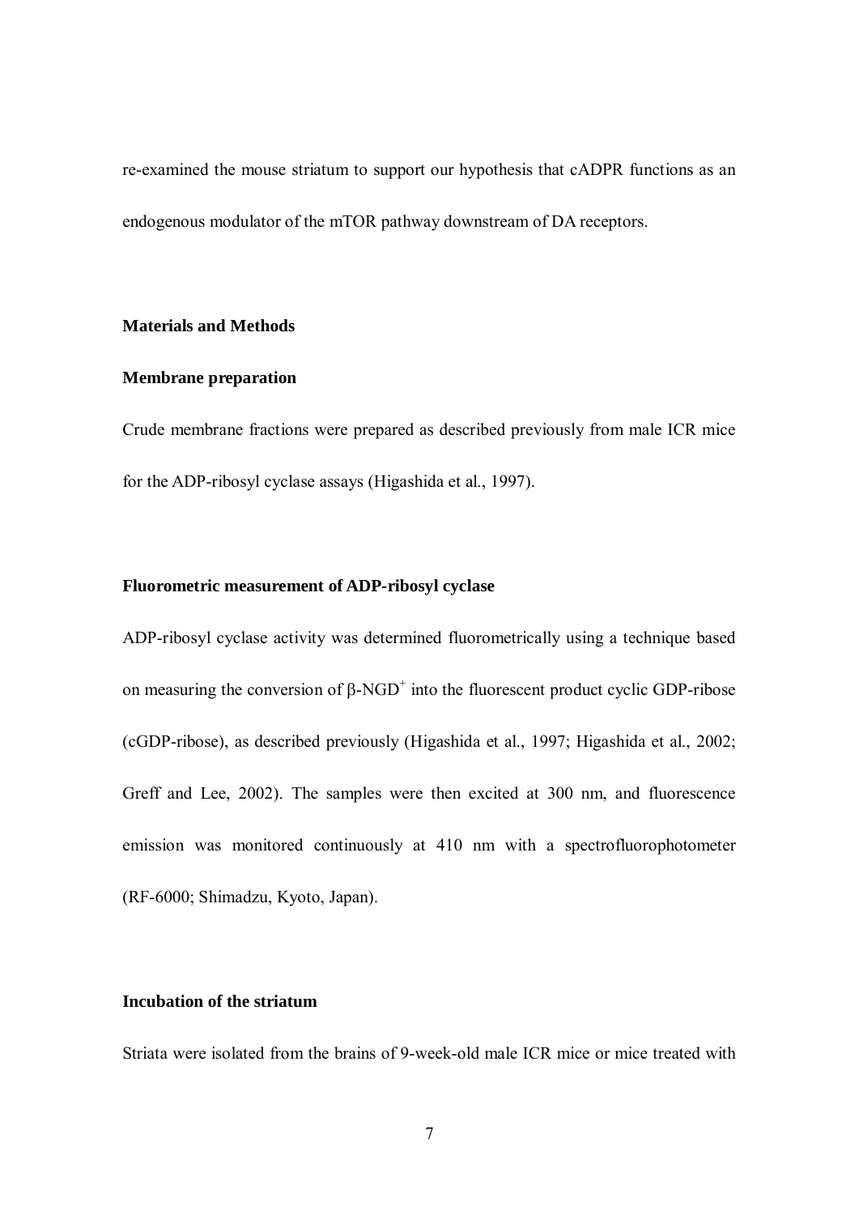re-examined the mouse striatum to support our hypothesis that cADPR functions as an endogenous modulator of the mTOR pathway downstream of DA receptors.

## Materials and Methods

### Membrane preparation

Crude membrane fractions were prepared as described previously from male ICR mice for the ADP-ribosyl cyclase assays (Higashida et al., 1997).

### Fluorometric measurement of ADP-ribosyl cyclase

ADP-ribosyl cyclase activity was determined fluorometrically using a technique based on measuring the conversion of β-$NGD^+$ into the fluorescent product cyclic GDP-ribose (cGDP-ribose), as described previously (Higashida et al., 1997; Higashida et al., 2002; Greff and Lee, 2002). The samples were then excited at 300 nm, and fluorescence emission was monitored continuously at 410 nm with a spectrofluorophotometer (RF-6000; Shimadzu, Kyoto, Japan).

### Incubation of the striatum

Striata were isolated from the brains of 9-week-old male ICR mice or mice treated with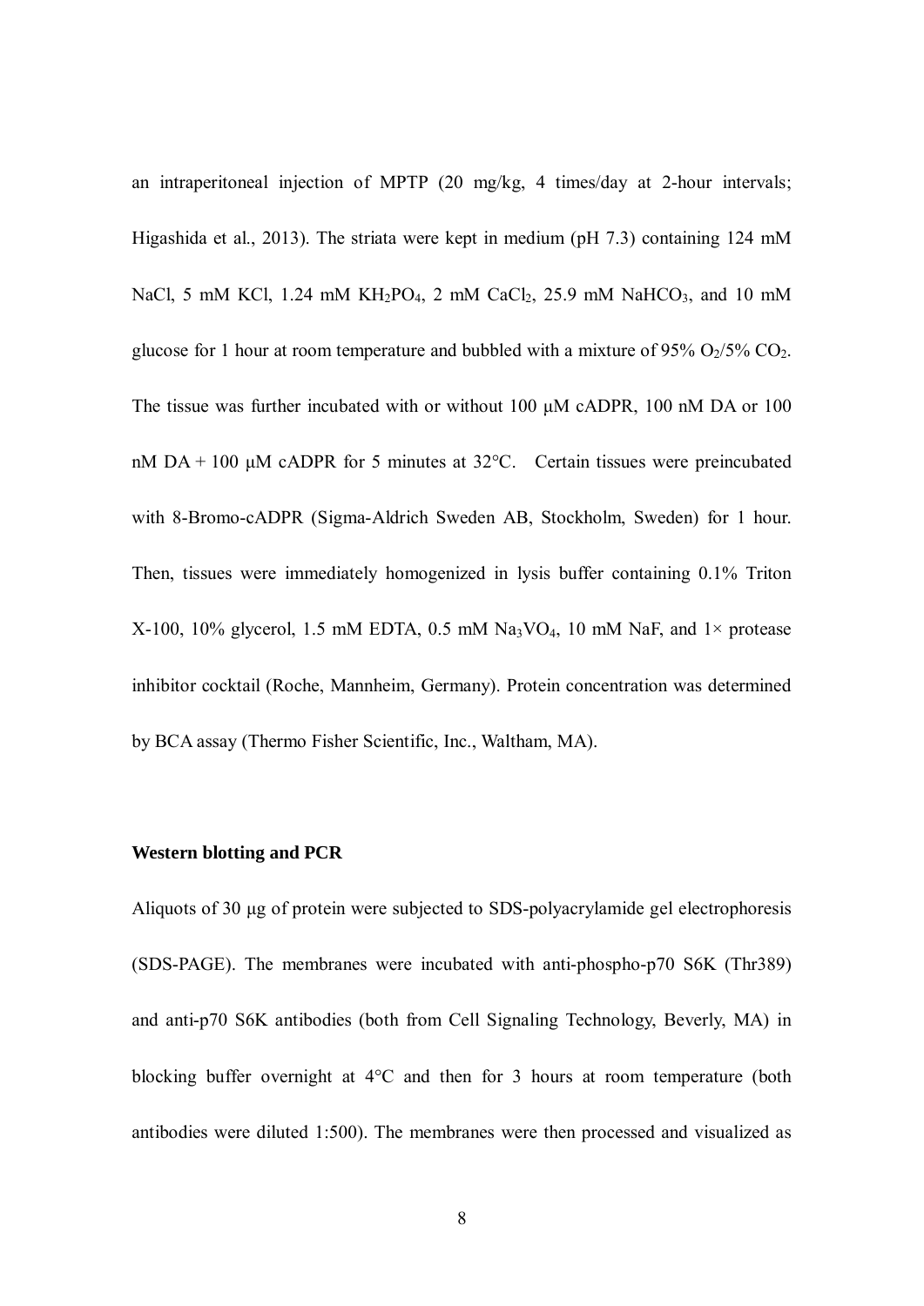an intraperitoneal injection of MPTP (20 mg/kg, 4 times/day at 2-hour intervals; Higashida et al., 2013). The striata were kept in medium (pH 7.3) containing 124 mM NaCl, 5 mM KCl, 1.24 mM $KH_2PO_4$, 2 mM $CaCl_2$, 25.9 mM $NaHCO_3$, and 10 mM glucose for 1 hour at room temperature and bubbled with a mixture of 95% $O_2$/5% $CO_2$. The tissue was further incubated with or without 100 μM cADPR, 100 nM DA or 100 nM DA + 100 μM cADPR for 5 minutes at 32°C. Certain tissues were preincubated with 8-Bromo-cADPR (Sigma-Aldrich Sweden AB, Stockholm, Sweden) for 1 hour. Then, tissues were immediately homogenized in lysis buffer containing 0.1% Triton X-100, 10% glycerol, 1.5 mM EDTA, 0.5 mM $Na_3VO_4$, 10 mM NaF, and 1× protease inhibitor cocktail (Roche, Mannheim, Germany). Protein concentration was determined by BCA assay (Thermo Fisher Scientific, Inc., Waltham, MA).

**Western blotting and PCR**

Aliquots of 30 μg of protein were subjected to SDS-polyacrylamide gel electrophoresis (SDS-PAGE). The membranes were incubated with anti-phospho-p70 S6K (Thr389) and anti-p70 S6K antibodies (both from Cell Signaling Technology, Beverly, MA) in blocking buffer overnight at 4°C and then for 3 hours at room temperature (both antibodies were diluted 1:500). The membranes were then processed and visualized as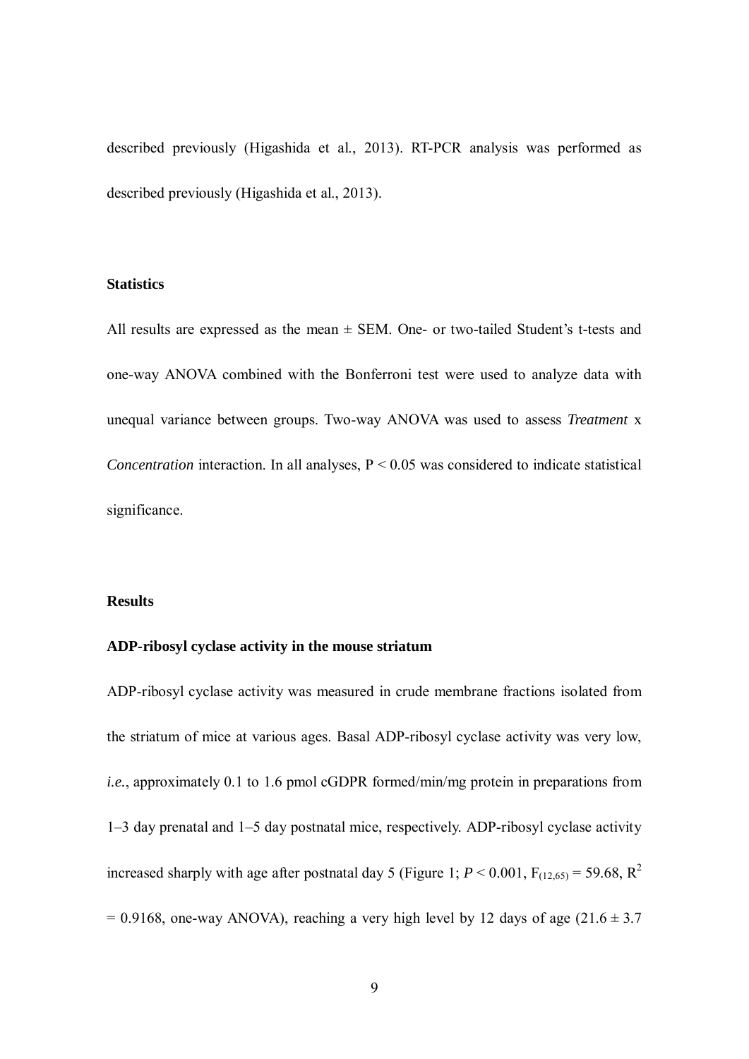described previously (Higashida et al., 2013). RT-PCR analysis was performed as described previously (Higashida et al., 2013).

### Statistics

All results are expressed as the mean ± SEM. One- or two-tailed Student's t-tests and one-way ANOVA combined with the Bonferroni test were used to analyze data with unequal variance between groups. Two-way ANOVA was used to assess *Treatment* x *Concentration* interaction. In all analyses, $P < 0.05$ was considered to indicate statistical significance.

## Results

### ADP-ribosyl cyclase activity in the mouse striatum

ADP-ribosyl cyclase activity was measured in crude membrane fractions isolated from the striatum of mice at various ages. Basal ADP-ribosyl cyclase activity was very low, *i.e.*, approximately 0.1 to 1.6 pmol cGDPR formed/min/mg protein in preparations from 1–3 day prenatal and 1–5 day postnatal mice, respectively. ADP-ribosyl cyclase activity increased sharply with age after postnatal day 5 (Figure 1; $P < 0.001$, $F_{(12,65)} = 59.68$, $R^2 = 0.9168$, one-way ANOVA), reaching a very high level by 12 days of age (21.6 ± 3.7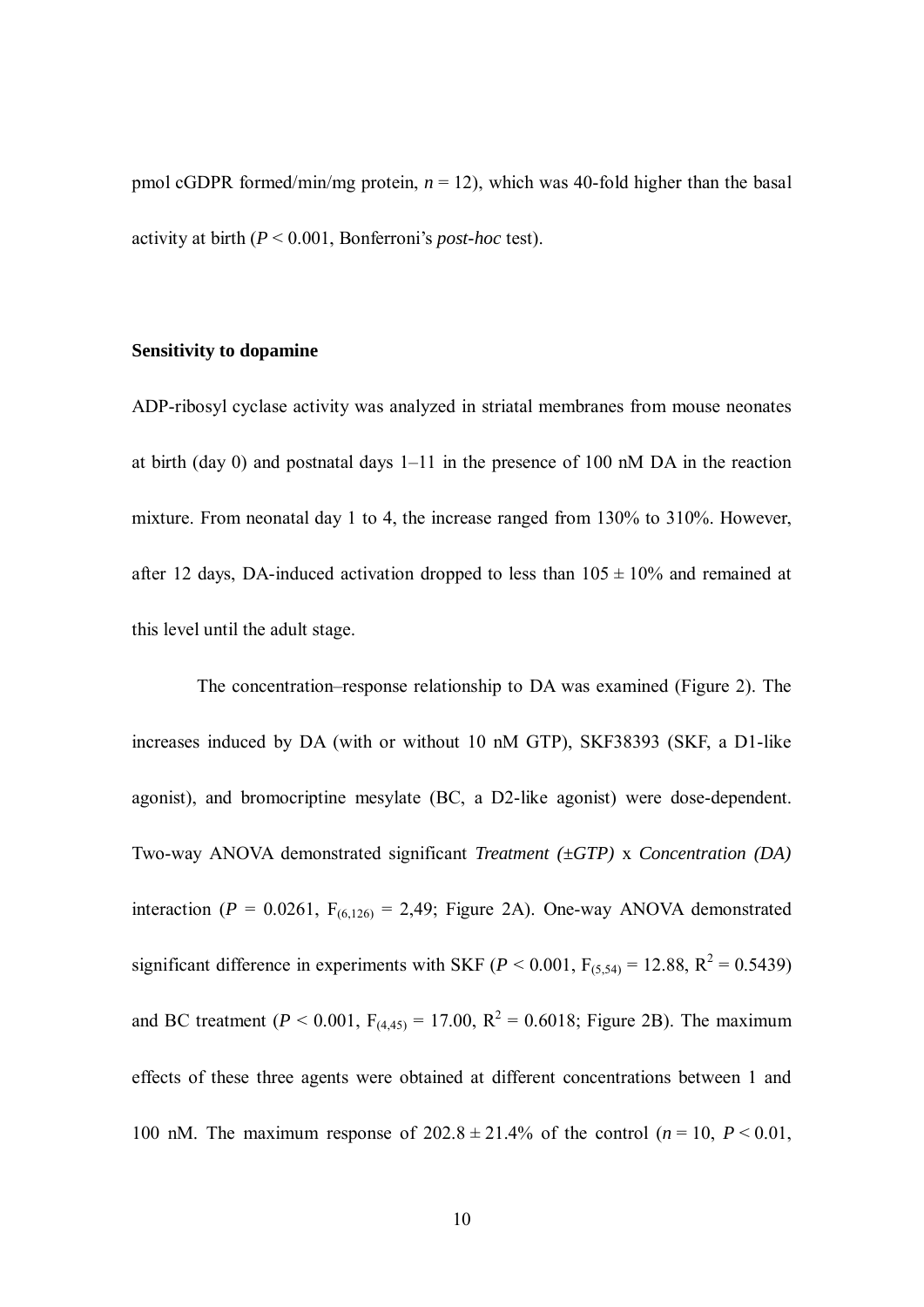pmol cGDPR formed/min/mg protein, $n = 12$), which was 40-fold higher than the basal activity at birth ($P < 0.001$, Bonferroni's *post-hoc* test).

### Sensitivity to dopamine

ADP-ribosyl cyclase activity was analyzed in striatal membranes from mouse neonates at birth (day 0) and postnatal days 1–11 in the presence of 100 nM DA in the reaction mixture. From neonatal day 1 to 4, the increase ranged from 130% to 310%. However, after 12 days, DA-induced activation dropped to less than $105 \pm 10\%$ and remained at this level until the adult stage.

The concentration–response relationship to DA was examined (Figure 2). The increases induced by DA (with or without 10 nM GTP), SKF38393 (SKF, a D1-like agonist), and bromocriptine mesylate (BC, a D2-like agonist) were dose-dependent. Two-way ANOVA demonstrated significant *Treatment (±GTP)* x *Concentration (DA)* interaction ($P = 0.0261$, $F_{(6,126)} = 2,49$; Figure 2A). One-way ANOVA demonstrated significant difference in experiments with SKF ($P < 0.001$, $F_{(5,54)} = 12.88$, $R^2 = 0.5439$) and BC treatment ($P < 0.001$, $F_{(4,45)} = 17.00$, $R^2 = 0.6018$; Figure 2B). The maximum effects of these three agents were obtained at different concentrations between 1 and 100 nM. The maximum response of $202.8 \pm 21.4\%$ of the control ($n = 10$, $P < 0.01$,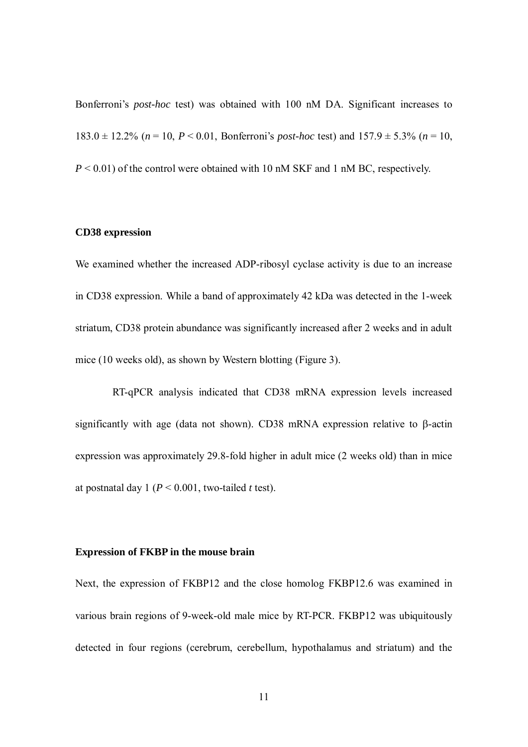Bonferroni's *post-hoc* test) was obtained with 100 nM DA. Significant increases to $183.0 \pm 12.2\%$ ($n = 10$, $P < 0.01$, Bonferroni's *post-hoc* test) and $157.9 \pm 5.3\%$ ($n = 10$, $P < 0.01$) of the control were obtained with 10 nM SKF and 1 nM BC, respectively.

### CD38 expression

We examined whether the increased ADP-ribosyl cyclase activity is due to an increase in CD38 expression. While a band of approximately 42 kDa was detected in the 1-week striatum, CD38 protein abundance was significantly increased after 2 weeks and in adult mice (10 weeks old), as shown by Western blotting (Figure 3).

RT-qPCR analysis indicated that CD38 mRNA expression levels increased significantly with age (data not shown). CD38 mRNA expression relative to β-actin expression was approximately 29.8-fold higher in adult mice (2 weeks old) than in mice at postnatal day 1 ($P < 0.001$, two-tailed *t* test).

### Expression of FKBP in the mouse brain

Next, the expression of FKBP12 and the close homolog FKBP12.6 was examined in various brain regions of 9-week-old male mice by RT-PCR. FKBP12 was ubiquitously detected in four regions (cerebrum, cerebellum, hypothalamus and striatum) and the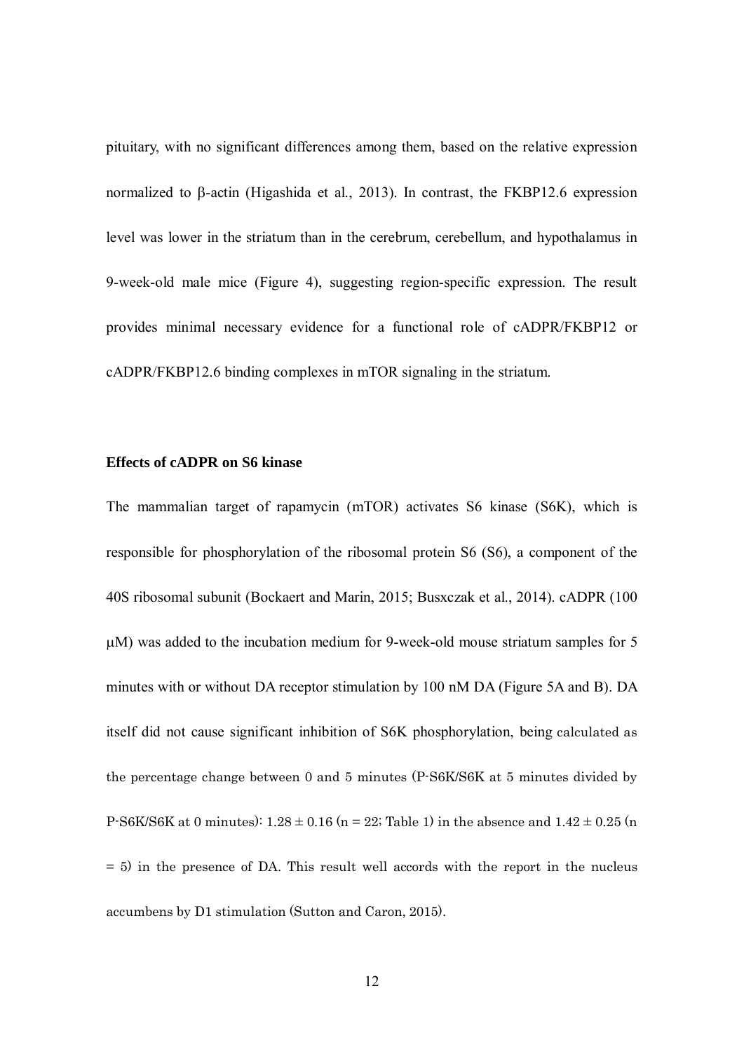pituitary, with no significant differences among them, based on the relative expression normalized to β-actin (Higashida et al., 2013). In contrast, the FKBP12.6 expression level was lower in the striatum than in the cerebrum, cerebellum, and hypothalamus in 9-week-old male mice (Figure 4), suggesting region-specific expression. The result provides minimal necessary evidence for a functional role of cADPR/FKBP12 or cADPR/FKBP12.6 binding complexes in mTOR signaling in the striatum.

### Effects of cADPR on S6 kinase

The mammalian target of rapamycin (mTOR) activates S6 kinase (S6K), which is responsible for phosphorylation of the ribosomal protein S6 (S6), a component of the 40S ribosomal subunit (Bockaert and Marin, 2015; Busxczak et al., 2014). cADPR (100 μM) was added to the incubation medium for 9-week-old mouse striatum samples for 5 minutes with or without DA receptor stimulation by 100 nM DA (Figure 5A and B). DA itself did not cause significant inhibition of S6K phosphorylation, being calculated as the percentage change between 0 and 5 minutes (P-S6K/S6K at 5 minutes divided by P-S6K/S6K at 0 minutes): $1.28 \pm 0.16$ ($n = 22$; Table 1) in the absence and $1.42 \pm 0.25$ ($n = 5$) in the presence of DA. This result well accords with the report in the nucleus accumbens by D1 stimulation (Sutton and Caron, 2015).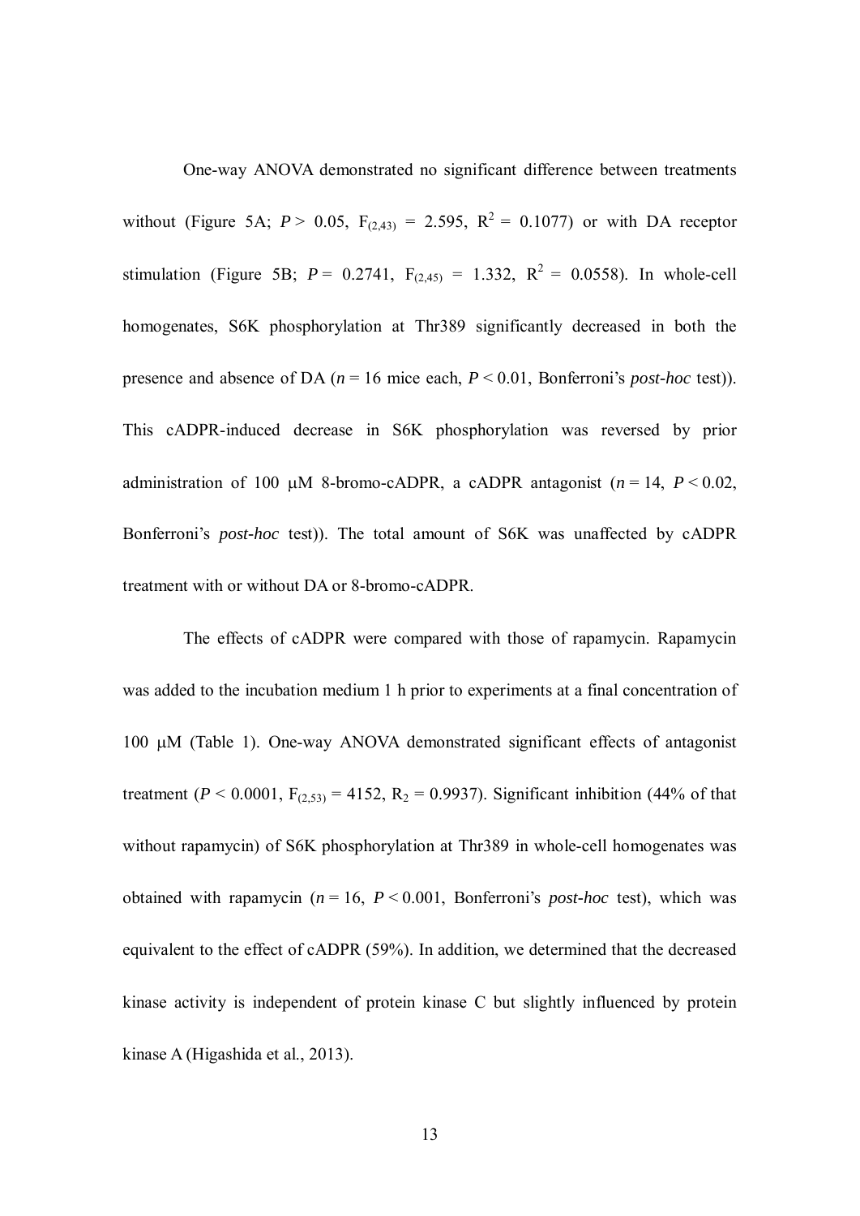One-way ANOVA demonstrated no significant difference between treatments without (Figure 5A; $P > 0.05$, $F_{(2,43)} = 2.595$, $R^2 = 0.1077$) or with DA receptor stimulation (Figure 5B; $P = 0.2741$, $F_{(2,45)} = 1.332$, $R^2 = 0.0558$). In whole-cell homogenates, S6K phosphorylation at Thr389 significantly decreased in both the presence and absence of DA ($n = 16$ mice each, $P < 0.01$, Bonferroni's *post-hoc* test)). This cADPR-induced decrease in S6K phosphorylation was reversed by prior administration of 100 μM 8-bromo-cADPR, a cADPR antagonist ($n = 14$, $P < 0.02$, Bonferroni's *post-hoc* test)). The total amount of S6K was unaffected by cADPR treatment with or without DA or 8-bromo-cADPR.

The effects of cADPR were compared with those of rapamycin. Rapamycin was added to the incubation medium 1 h prior to experiments at a final concentration of 100 μM (Table 1). One-way ANOVA demonstrated significant effects of antagonist treatment ($P < 0.0001$, $F_{(2,53)} = 4152$, $R_2 = 0.9937$). Significant inhibition (44% of that without rapamycin) of S6K phosphorylation at Thr389 in whole-cell homogenates was obtained with rapamycin ($n = 16$, $P < 0.001$, Bonferroni's *post-hoc* test), which was equivalent to the effect of cADPR (59%). In addition, we determined that the decreased kinase activity is independent of protein kinase C but slightly influenced by protein kinase A (Higashida et al., 2013).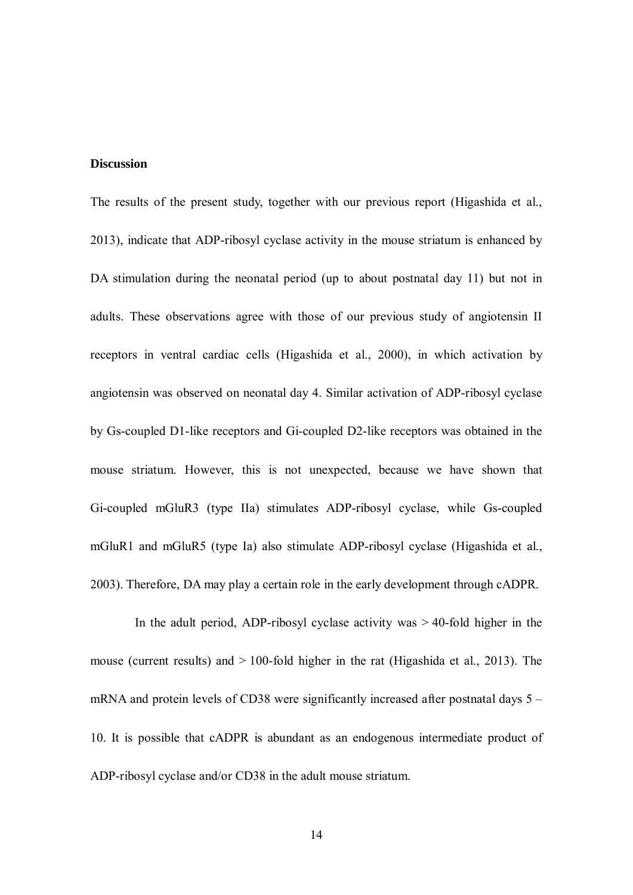**Discussion**

The results of the present study, together with our previous report (Higashida et al., 2013), indicate that ADP-ribosyl cyclase activity in the mouse striatum is enhanced by DA stimulation during the neonatal period (up to about postnatal day 11) but not in adults. These observations agree with those of our previous study of angiotensin II receptors in ventral cardiac cells (Higashida et al., 2000), in which activation by angiotensin was observed on neonatal day 4. Similar activation of ADP-ribosyl cyclase by Gs-coupled D1-like receptors and Gi-coupled D2-like receptors was obtained in the mouse striatum. However, this is not unexpected, because we have shown that Gi-coupled mGluR3 (type IIa) stimulates ADP-ribosyl cyclase, while Gs-coupled mGluR1 and mGluR5 (type Ia) also stimulate ADP-ribosyl cyclase (Higashida et al., 2003). Therefore, DA may play a certain role in the early development through cADPR.

In the adult period, ADP-ribosyl cyclase activity was > 40-fold higher in the mouse (current results) and > 100-fold higher in the rat (Higashida et al., 2013). The mRNA and protein levels of CD38 were significantly increased after postnatal days 5 – 10. It is possible that cADPR is abundant as an endogenous intermediate product of ADP-ribosyl cyclase and/or CD38 in the adult mouse striatum.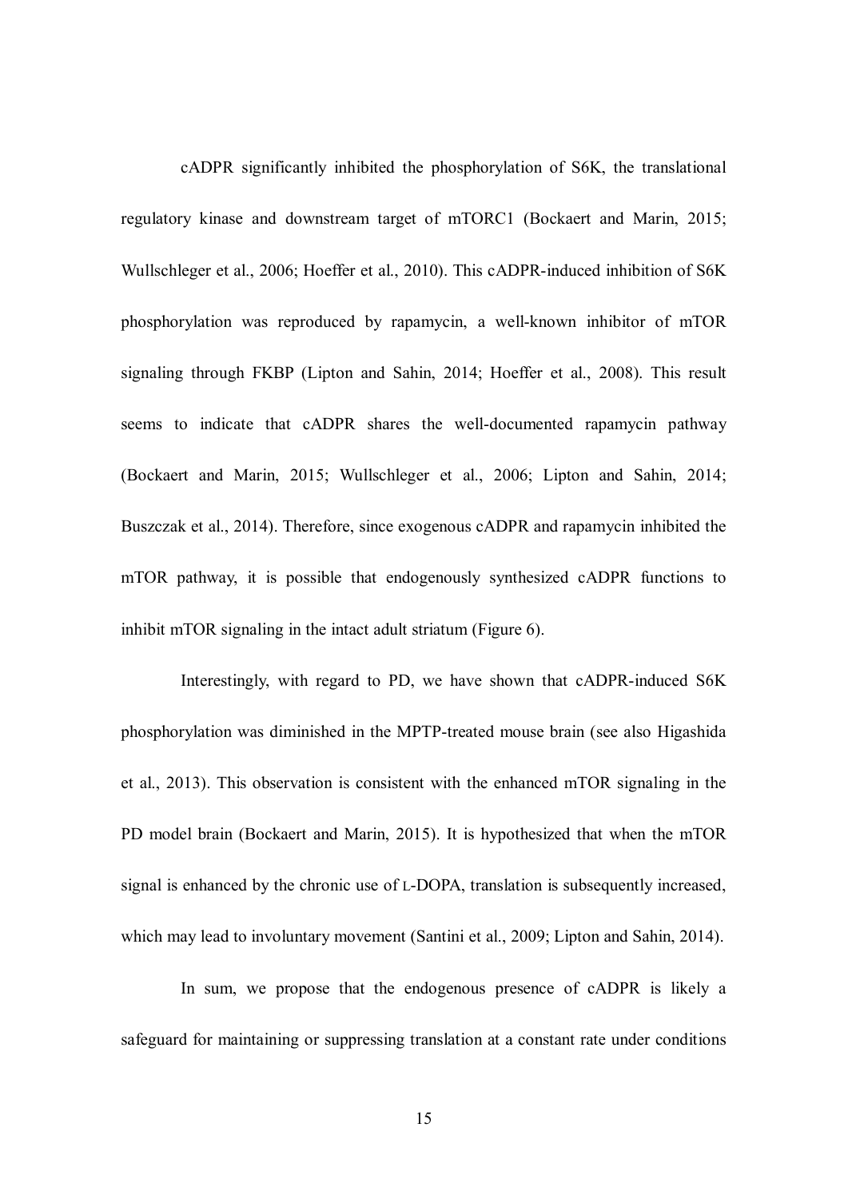cADPR significantly inhibited the phosphorylation of S6K, the translational regulatory kinase and downstream target of mTORC1 (Bockaert and Marin, 2015; Wullschleger et al., 2006; Hoeffer et al., 2010). This cADPR-induced inhibition of S6K phosphorylation was reproduced by rapamycin, a well-known inhibitor of mTOR signaling through FKBP (Lipton and Sahin, 2014; Hoeffer et al., 2008). This result seems to indicate that cADPR shares the well-documented rapamycin pathway (Bockaert and Marin, 2015; Wullschleger et al., 2006; Lipton and Sahin, 2014; Buszczak et al., 2014). Therefore, since exogenous cADPR and rapamycin inhibited the mTOR pathway, it is possible that endogenously synthesized cADPR functions to inhibit mTOR signaling in the intact adult striatum (Figure 6).

Interestingly, with regard to PD, we have shown that cADPR-induced S6K phosphorylation was diminished in the MPTP-treated mouse brain (see also Higashida et al., 2013). This observation is consistent with the enhanced mTOR signaling in the PD model brain (Bockaert and Marin, 2015). It is hypothesized that when the mTOR signal is enhanced by the chronic use of L-DOPA, translation is subsequently increased, which may lead to involuntary movement (Santini et al., 2009; Lipton and Sahin, 2014).

In sum, we propose that the endogenous presence of cADPR is likely a safeguard for maintaining or suppressing translation at a constant rate under conditions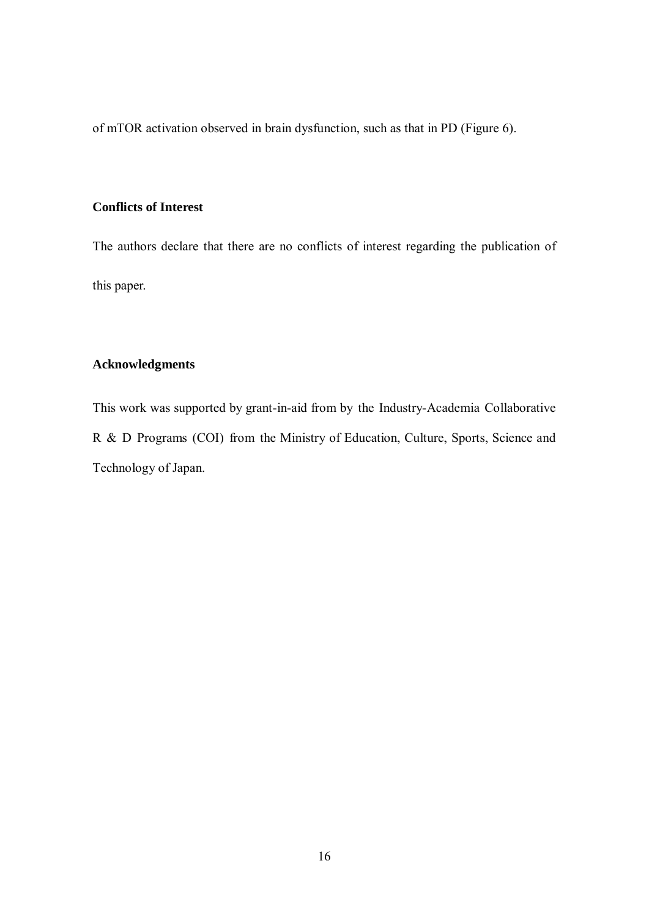of mTOR activation observed in brain dysfunction, such as that in PD (Figure 6).

## Conflicts of Interest

The authors declare that there are no conflicts of interest regarding the publication of this paper.

## Acknowledgments

This work was supported by grant-in-aid from by the Industry-Academia Collaborative R & D Programs (COI) from the Ministry of Education, Culture, Sports, Science and Technology of Japan.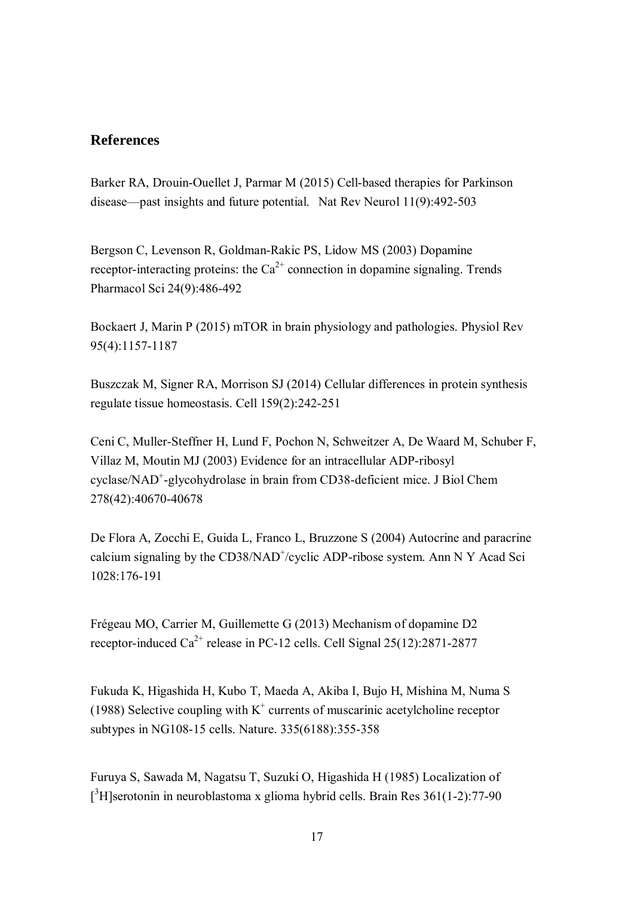## References

Barker RA, Drouin-Ouellet J, Parmar M (2015) Cell-based therapies for Parkinson disease—past insights and future potential. Nat Rev Neurol 11(9):492-503

Bergson C, Levenson R, Goldman-Rakic PS, Lidow MS (2003) Dopamine receptor-interacting proteins: the $Ca^{2+}$ connection in dopamine signaling. Trends Pharmacol Sci 24(9):486-492

Bockaert J, Marin P (2015) mTOR in brain physiology and pathologies. Physiol Rev 95(4):1157-1187

Buszczak M, Signer RA, Morrison SJ (2014) Cellular differences in protein synthesis regulate tissue homeostasis. Cell 159(2):242-251

Ceni C, Muller-Steffner H, Lund F, Pochon N, Schweitzer A, De Waard M, Schuber F, Villaz M, Moutin MJ (2003) Evidence for an intracellular ADP-ribosyl cyclase/$NAD^+$-glycohydrolase in brain from CD38-deficient mice. J Biol Chem 278(42):40670-40678

De Flora A, Zocchi E, Guida L, Franco L, Bruzzone S (2004) Autocrine and paracrine calcium signaling by the CD38/$NAD^+$/cyclic ADP-ribose system. Ann N Y Acad Sci 1028:176-191

Frégeau MO, Carrier M, Guillemette G (2013) Mechanism of dopamine D2 receptor-induced $Ca^{2+}$ release in PC-12 cells. Cell Signal 25(12):2871-2877

Fukuda K, Higashida H, Kubo T, Maeda A, Akiba I, Bujo H, Mishina M, Numa S (1988) Selective coupling with $K^+$ currents of muscarinic acetylcholine receptor subtypes in NG108-15 cells. Nature. 335(6188):355-358

Furuya S, Sawada M, Nagatsu T, Suzuki O, Higashida H (1985) Localization of [$^3$H]serotonin in neuroblastoma x glioma hybrid cells. Brain Res 361(1-2):77-90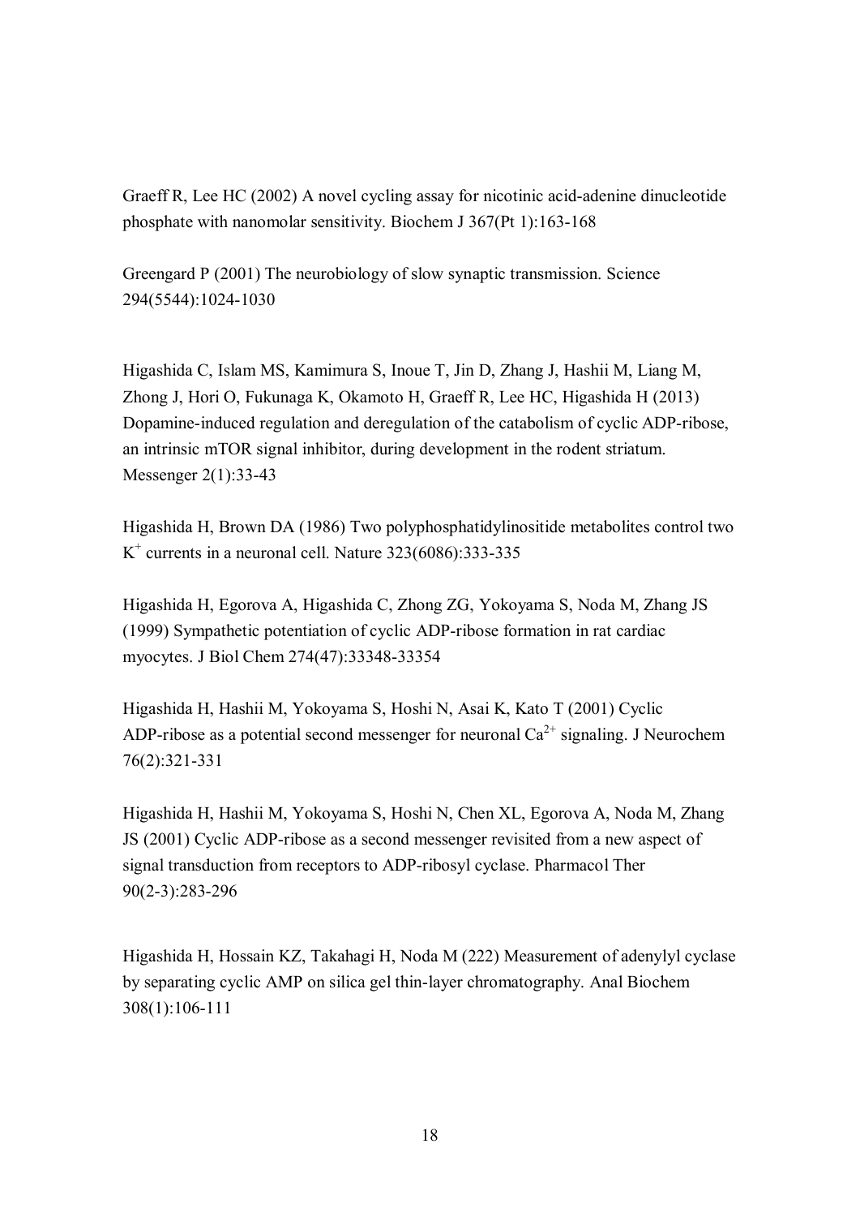Graeff R, Lee HC (2002) A novel cycling assay for nicotinic acid-adenine dinucleotide phosphate with nanomolar sensitivity. Biochem J 367(Pt 1):163-168

Greengard P (2001) The neurobiology of slow synaptic transmission. Science 294(5544):1024-1030

Higashida C, Islam MS, Kamimura S, Inoue T, Jin D, Zhang J, Hashii M, Liang M, Zhong J, Hori O, Fukunaga K, Okamoto H, Graeff R, Lee HC, Higashida H (2013) Dopamine-induced regulation and deregulation of the catabolism of cyclic ADP-ribose, an intrinsic mTOR signal inhibitor, during development in the rodent striatum. Messenger 2(1):33-43

Higashida H, Brown DA (1986) Two polyphosphatidylinositide metabolites control two $K^+$ currents in a neuronal cell. Nature 323(6086):333-335

Higashida H, Egorova A, Higashida C, Zhong ZG, Yokoyama S, Noda M, Zhang JS (1999) Sympathetic potentiation of cyclic ADP-ribose formation in rat cardiac myocytes. J Biol Chem 274(47):33348-33354

Higashida H, Hashii M, Yokoyama S, Hoshi N, Asai K, Kato T (2001) Cyclic ADP-ribose as a potential second messenger for neuronal $Ca^{2+}$ signaling. J Neurochem 76(2):321-331

Higashida H, Hashii M, Yokoyama S, Hoshi N, Chen XL, Egorova A, Noda M, Zhang JS (2001) Cyclic ADP-ribose as a second messenger revisited from a new aspect of signal transduction from receptors to ADP-ribosyl cyclase. Pharmacol Ther 90(2-3):283-296

Higashida H, Hossain KZ, Takahagi H, Noda M (222) Measurement of adenylyl cyclase by separating cyclic AMP on silica gel thin-layer chromatography. Anal Biochem 308(1):106-111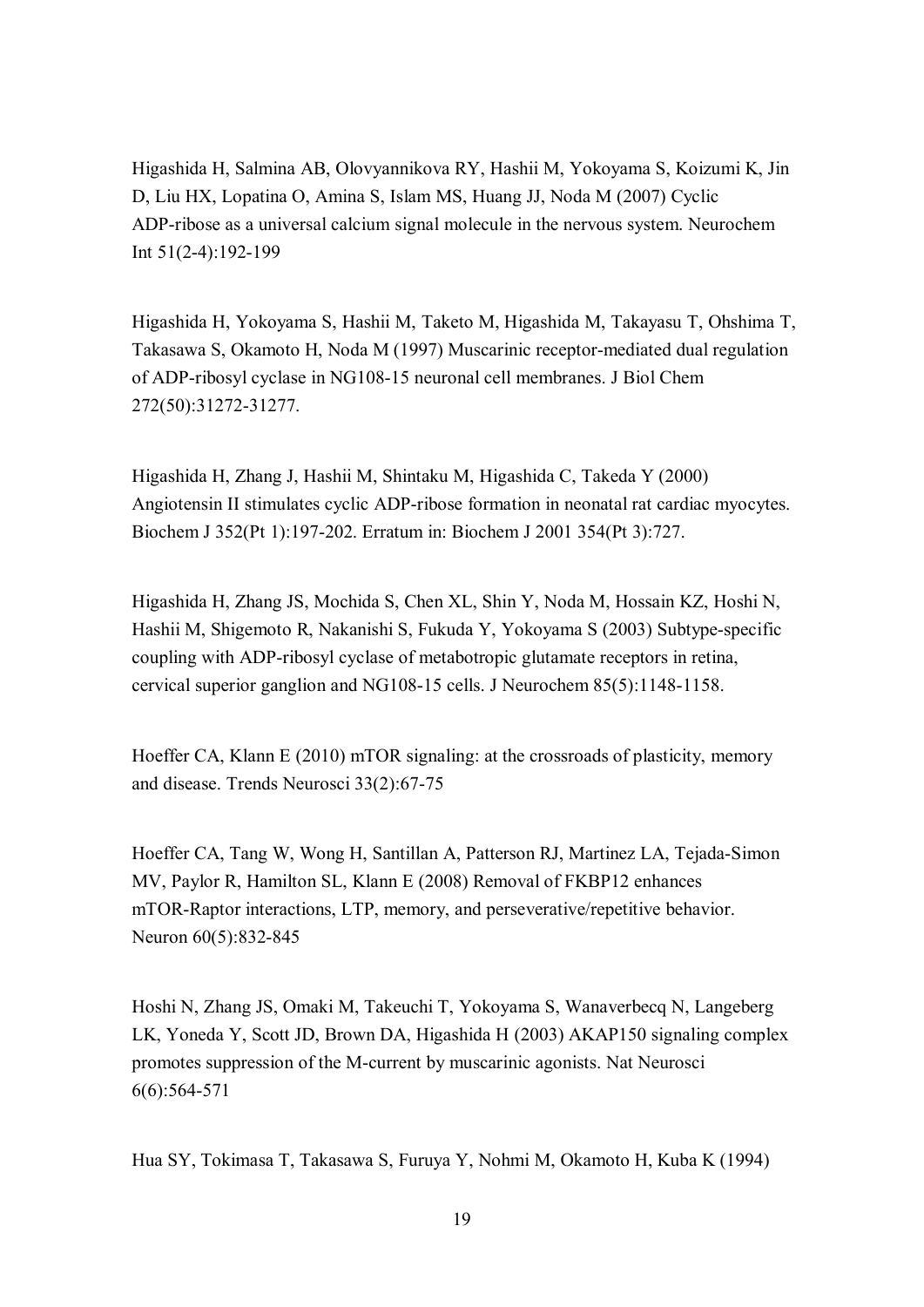Higashida H, Salmina AB, Olovyannikova RY, Hashii M, Yokoyama S, Koizumi K, Jin D, Liu HX, Lopatina O, Amina S, Islam MS, Huang JJ, Noda M (2007) Cyclic ADP-ribose as a universal calcium signal molecule in the nervous system. Neurochem Int 51(2-4):192-199

Higashida H, Yokoyama S, Hashii M, Taketo M, Higashida M, Takayasu T, Ohshima T, Takasawa S, Okamoto H, Noda M (1997) Muscarinic receptor-mediated dual regulation of ADP-ribosyl cyclase in NG108-15 neuronal cell membranes. J Biol Chem 272(50):31272-31277.

Higashida H, Zhang J, Hashii M, Shintaku M, Higashida C, Takeda Y (2000) Angiotensin II stimulates cyclic ADP-ribose formation in neonatal rat cardiac myocytes. Biochem J 352(Pt 1):197-202. Erratum in: Biochem J 2001 354(Pt 3):727.

Higashida H, Zhang JS, Mochida S, Chen XL, Shin Y, Noda M, Hossain KZ, Hoshi N, Hashii M, Shigemoto R, Nakanishi S, Fukuda Y, Yokoyama S (2003) Subtype-specific coupling with ADP-ribosyl cyclase of metabotropic glutamate receptors in retina, cervical superior ganglion and NG108-15 cells. J Neurochem 85(5):1148-1158.

Hoeffer CA, Klann E (2010) mTOR signaling: at the crossroads of plasticity, memory and disease. Trends Neurosci 33(2):67-75

Hoeffer CA, Tang W, Wong H, Santillan A, Patterson RJ, Martinez LA, Tejada-Simon MV, Paylor R, Hamilton SL, Klann E (2008) Removal of FKBP12 enhances mTOR-Raptor interactions, LTP, memory, and perseverative/repetitive behavior. Neuron 60(5):832-845

Hoshi N, Zhang JS, Omaki M, Takeuchi T, Yokoyama S, Wanaverbecq N, Langeberg LK, Yoneda Y, Scott JD, Brown DA, Higashida H (2003) AKAP150 signaling complex promotes suppression of the M-current by muscarinic agonists. Nat Neurosci 6(6):564-571

Hua SY, Tokimasa T, Takasawa S, Furuya Y, Nohmi M, Okamoto H, Kuba K (1994)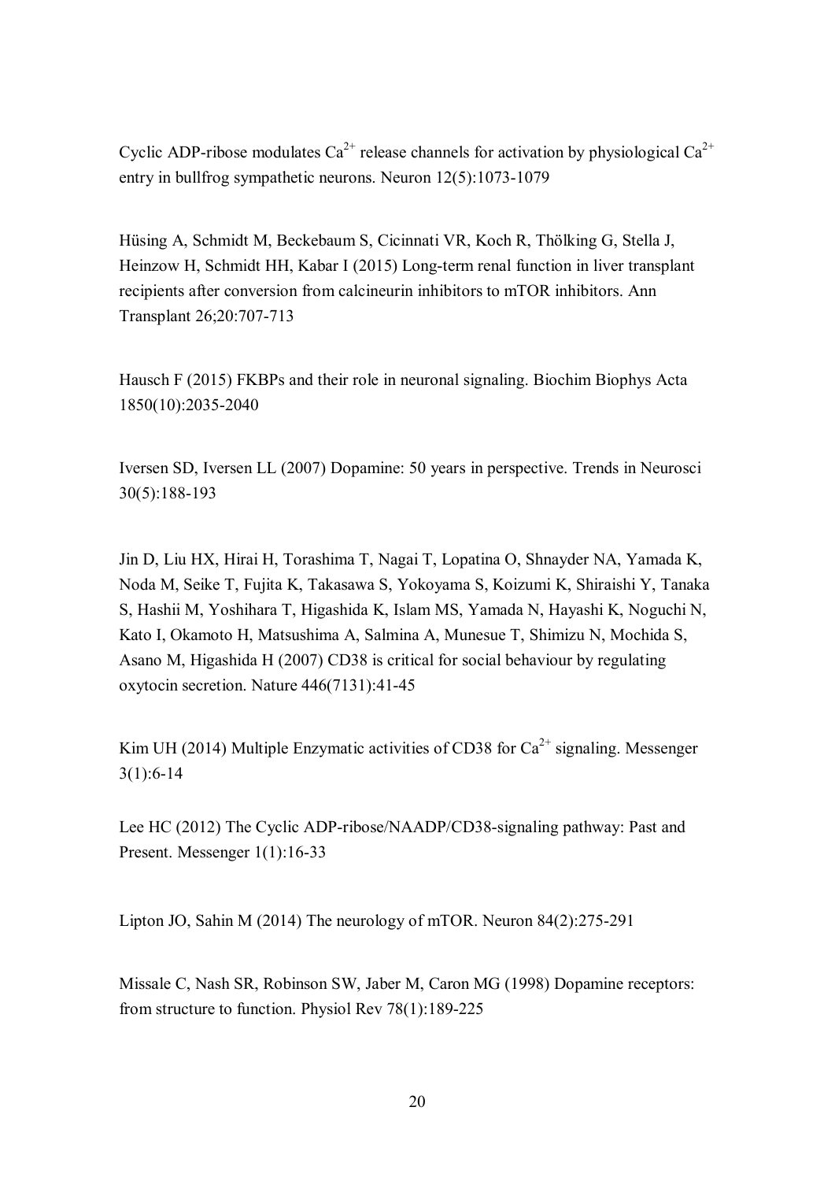Cyclic ADP-ribose modulates $Ca^{2+}$ release channels for activation by physiological $Ca^{2+}$ entry in bullfrog sympathetic neurons. Neuron 12(5):1073-1079

Hüsing A, Schmidt M, Beckebaum S, Cicinnati VR, Koch R, Thölking G, Stella J, Heinzow H, Schmidt HH, Kabar I (2015) Long-term renal function in liver transplant recipients after conversion from calcineurin inhibitors to mTOR inhibitors. Ann Transplant 26;20:707-713

Hausch F (2015) FKBPs and their role in neuronal signaling. Biochim Biophys Acta 1850(10):2035-2040

Iversen SD, Iversen LL (2007) Dopamine: 50 years in perspective. Trends in Neurosci 30(5):188-193

Jin D, Liu HX, Hirai H, Torashima T, Nagai T, Lopatina O, Shnayder NA, Yamada K, Noda M, Seike T, Fujita K, Takasawa S, Yokoyama S, Koizumi K, Shiraishi Y, Tanaka S, Hashii M, Yoshihara T, Higashida K, Islam MS, Yamada N, Hayashi K, Noguchi N, Kato I, Okamoto H, Matsushima A, Salmina A, Munesue T, Shimizu N, Mochida S, Asano M, Higashida H (2007) CD38 is critical for social behaviour by regulating oxytocin secretion. Nature 446(7131):41-45

Kim UH (2014) Multiple Enzymatic activities of CD38 for $Ca^{2+}$ signaling. Messenger 3(1):6-14

Lee HC (2012) The Cyclic ADP-ribose/NAADP/CD38-signaling pathway: Past and Present. Messenger 1(1):16-33

Lipton JO, Sahin M (2014) The neurology of mTOR. Neuron 84(2):275-291

Missale C, Nash SR, Robinson SW, Jaber M, Caron MG (1998) Dopamine receptors: from structure to function. Physiol Rev 78(1):189-225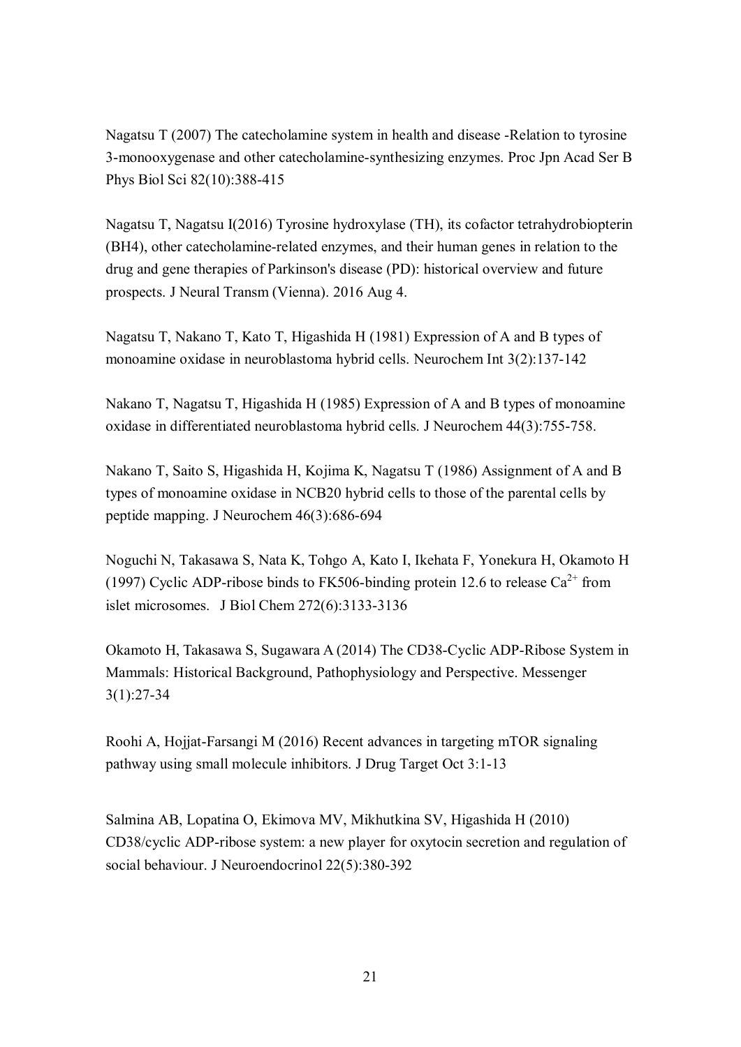Nagatsu T (2007) The catecholamine system in health and disease -Relation to tyrosine 3-monooxygenase and other catecholamine-synthesizing enzymes. Proc Jpn Acad Ser B Phys Biol Sci 82(10):388-415

Nagatsu T, Nagatsu I(2016) Tyrosine hydroxylase (TH), its cofactor tetrahydrobiopterin (BH4), other catecholamine-related enzymes, and their human genes in relation to the drug and gene therapies of Parkinson's disease (PD): historical overview and future prospects. J Neural Transm (Vienna). 2016 Aug 4.

Nagatsu T, Nakano T, Kato T, Higashida H (1981) Expression of A and B types of monoamine oxidase in neuroblastoma hybrid cells. Neurochem Int 3(2):137-142

Nakano T, Nagatsu T, Higashida H (1985) Expression of A and B types of monoamine oxidase in differentiated neuroblastoma hybrid cells. J Neurochem 44(3):755-758.

Nakano T, Saito S, Higashida H, Kojima K, Nagatsu T (1986) Assignment of A and B types of monoamine oxidase in NCB20 hybrid cells to those of the parental cells by peptide mapping. J Neurochem 46(3):686-694

Noguchi N, Takasawa S, Nata K, Tohgo A, Kato I, Ikehata F, Yonekura H, Okamoto H (1997) Cyclic ADP-ribose binds to FK506-binding protein 12.6 to release $Ca^{2+}$ from islet microsomes. J Biol Chem 272(6):3133-3136

Okamoto H, Takasawa S, Sugawara A (2014) The CD38-Cyclic ADP-Ribose System in Mammals: Historical Background, Pathophysiology and Perspective. Messenger 3(1):27-34

Roohi A, Hojjat-Farsangi M (2016) Recent advances in targeting mTOR signaling pathway using small molecule inhibitors. J Drug Target Oct 3:1-13

Salmina AB, Lopatina O, Ekimova MV, Mikhutkina SV, Higashida H (2010) CD38/cyclic ADP-ribose system: a new player for oxytocin secretion and regulation of social behaviour. J Neuroendocrinol 22(5):380-392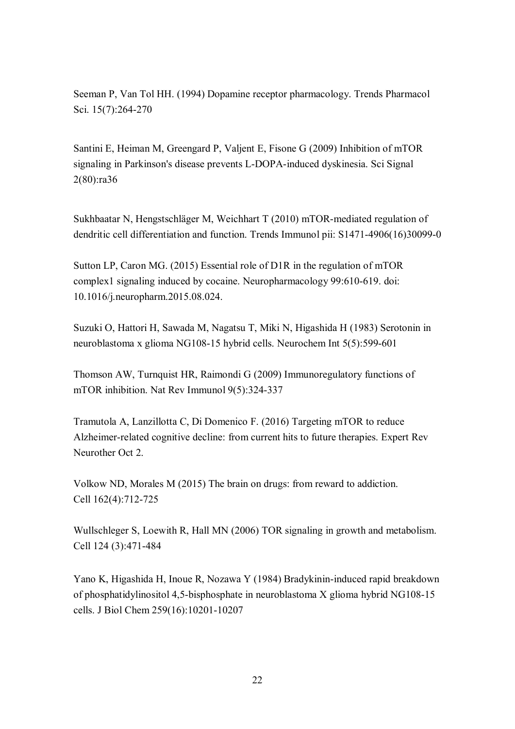Seeman P, Van Tol HH. (1994) Dopamine receptor pharmacology. Trends Pharmacol Sci. 15(7):264-270

Santini E, Heiman M, Greengard P, Valjent E, Fisone G (2009) Inhibition of mTOR signaling in Parkinson's disease prevents L-DOPA-induced dyskinesia. Sci Signal 2(80):ra36

Sukhbaatar N, Hengstschläger M, Weichhart T (2010) mTOR-mediated regulation of dendritic cell differentiation and function. Trends Immunol pii: S1471-4906(16)30099-0

Sutton LP, Caron MG. (2015) Essential role of D1R in the regulation of mTOR complex1 signaling induced by cocaine. Neuropharmacology 99:610-619. doi: 10.1016/j.neuropharm.2015.08.024.

Suzuki O, Hattori H, Sawada M, Nagatsu T, Miki N, Higashida H (1983) Serotonin in neuroblastoma x glioma NG108-15 hybrid cells. Neurochem Int 5(5):599-601

Thomson AW, Turnquist HR, Raimondi G (2009) Immunoregulatory functions of mTOR inhibition. Nat Rev Immunol 9(5):324-337

Tramutola A, Lanzillotta C, Di Domenico F. (2016) Targeting mTOR to reduce Alzheimer-related cognitive decline: from current hits to future therapies. Expert Rev Neurother Oct 2.

Volkow ND, Morales M (2015) The brain on drugs: from reward to addiction. Cell 162(4):712-725

Wullschleger S, Loewith R, Hall MN (2006) TOR signaling in growth and metabolism. Cell 124 (3):471-484

Yano K, Higashida H, Inoue R, Nozawa Y (1984) Bradykinin-induced rapid breakdown of phosphatidylinositol 4,5-bisphosphate in neuroblastoma X glioma hybrid NG108-15 cells. J Biol Chem 259(16):10201-10207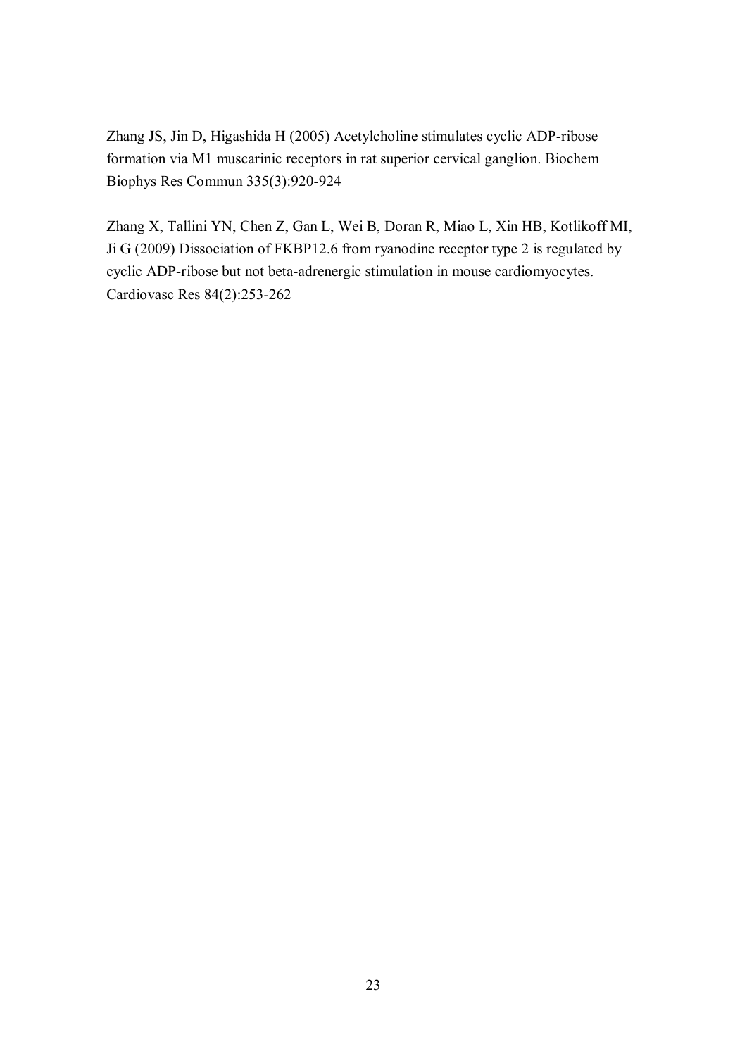Zhang JS, Jin D, Higashida H (2005) Acetylcholine stimulates cyclic ADP-ribose formation via M1 muscarinic receptors in rat superior cervical ganglion. Biochem Biophys Res Commun 335(3):920-924

Zhang X, Tallini YN, Chen Z, Gan L, Wei B, Doran R, Miao L, Xin HB, Kotlikoff MI, Ji G (2009) Dissociation of FKBP12.6 from ryanodine receptor type 2 is regulated by cyclic ADP-ribose but not beta-adrenergic stimulation in mouse cardiomyocytes. Cardiovasc Res 84(2):253-262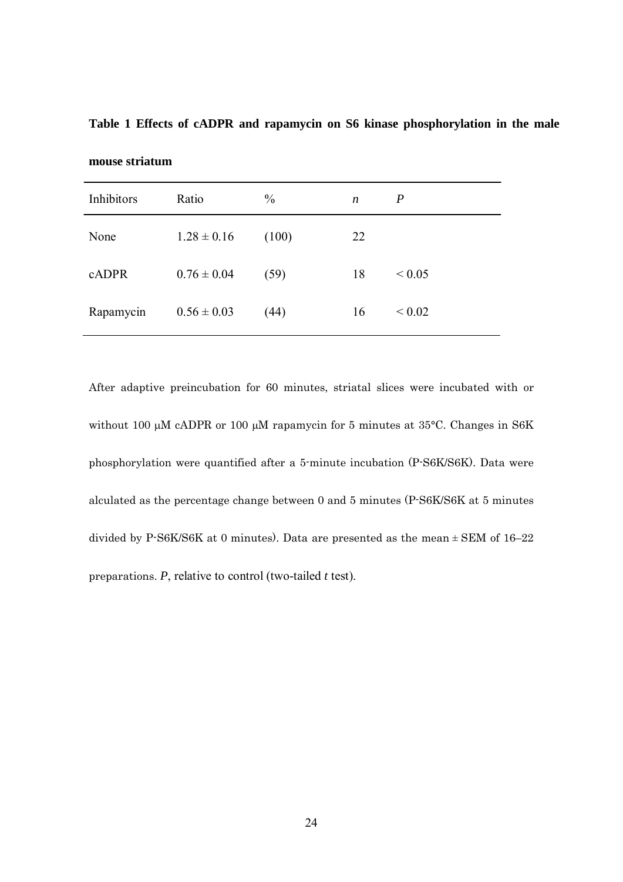**Table 1 Effects of cADPR and rapamycin on S6 kinase phosphorylation in the male mouse striatum**

| Inhibitors | Ratio | % | *n* | *P* |
|---|---|---|---|---|
| None | $1.28 \pm 0.16$ | (100) | 22 | |
| cADPR | $0.76 \pm 0.04$ | (59) | 18 | $< 0.05$ |
| Rapamycin | $0.56 \pm 0.03$ | (44) | 16 | $< 0.02$ |

After adaptive preincubation for 60 minutes, striatal slices were incubated with or without 100 μM cADPR or 100 μM rapamycin for 5 minutes at 35°C. Changes in S6K phosphorylation were quantified after a 5-minute incubation (P-S6K/S6K). Data were alculated as the percentage change between 0 and 5 minutes (P-S6K/S6K at 5 minutes divided by P-S6K/S6K at 0 minutes). Data are presented as the mean ± SEM of 16–22 preparations. *P*, relative to control (two-tailed *t* test).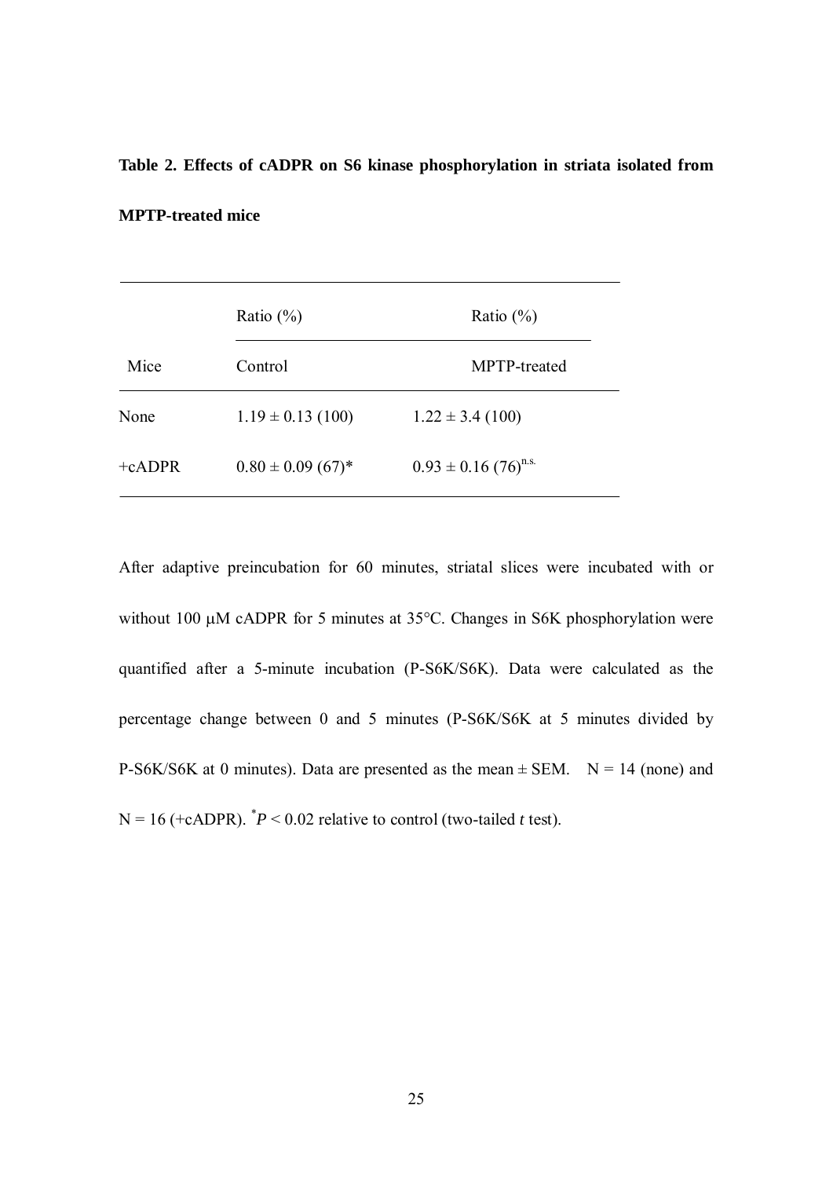**Table 2. Effects of cADPR on S6 kinase phosphorylation in striata isolated from MPTP-treated mice**

| Mice | Ratio (%) Control | Ratio (%) MPTP-treated |
|---|---|---|
| None | 1.19 ± 0.13 (100) | 1.22 ± 3.4 (100) |
| +cADPR | 0.80 ± 0.09 (67)* | 0.93 ± 0.16 (76)$^{n.s.}$ |

After adaptive preincubation for 60 minutes, striatal slices were incubated with or without 100 μM cADPR for 5 minutes at 35°C. Changes in S6K phosphorylation were quantified after a 5-minute incubation (P-S6K/S6K). Data were calculated as the percentage change between 0 and 5 minutes (P-S6K/S6K at 5 minutes divided by P-S6K/S6K at 0 minutes). Data are presented as the mean ± SEM. N = 14 (none) and N = 16 (+cADPR). $^{*}P < 0.02$ relative to control (two-tailed *t* test).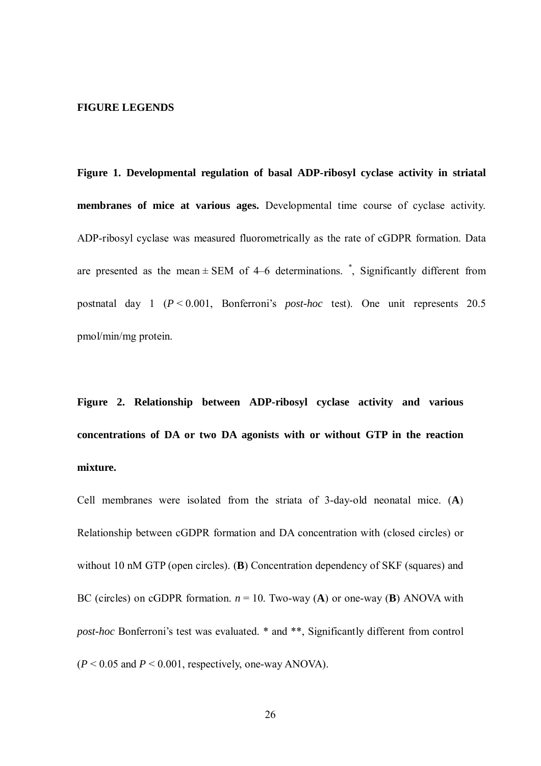**FIGURE LEGENDS**

**Figure 1. Developmental regulation of basal ADP-ribosyl cyclase activity in striatal membranes of mice at various ages.** Developmental time course of cyclase activity. ADP-ribosyl cyclase was measured fluorometrically as the rate of cGDPR formation. Data are presented as the mean ± SEM of 4–6 determinations. *, Significantly different from postnatal day 1 ($P < 0.001$, Bonferroni's *post-hoc* test). One unit represents 20.5 pmol/min/mg protein.

**Figure 2. Relationship between ADP-ribosyl cyclase activity and various concentrations of DA or two DA agonists with or without GTP in the reaction mixture.**

Cell membranes were isolated from the striata of 3-day-old neonatal mice. (**A**) Relationship between cGDPR formation and DA concentration with (closed circles) or without 10 nM GTP (open circles). (**B**) Concentration dependency of SKF (squares) and BC (circles) on cGDPR formation. $n = 10$. Two-way (**A**) or one-way (**B**) ANOVA with *post-hoc* Bonferroni's test was evaluated. * and **, Significantly different from control ($P < 0.05$ and $P < 0.001$, respectively, one-way ANOVA).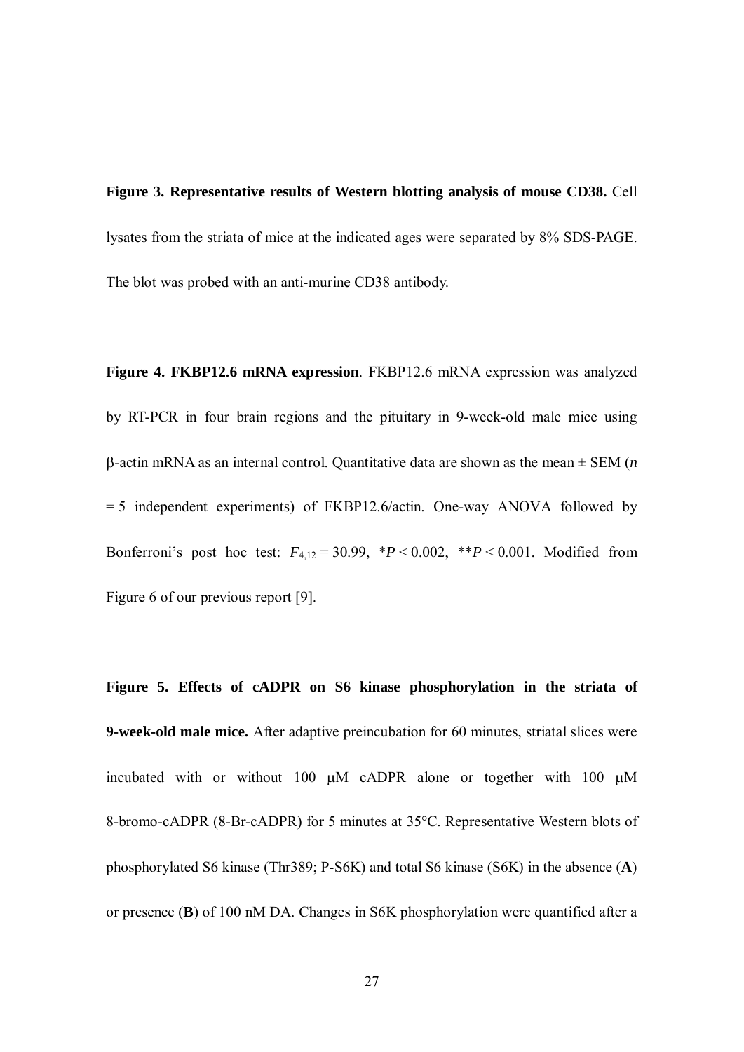**Figure 3. Representative results of Western blotting analysis of mouse CD38.** Cell lysates from the striata of mice at the indicated ages were separated by 8% SDS-PAGE. The blot was probed with an anti-murine CD38 antibody.

**Figure 4. FKBP12.6 mRNA expression**. FKBP12.6 mRNA expression was analyzed by RT-PCR in four brain regions and the pituitary in 9-week-old male mice using β-actin mRNA as an internal control. Quantitative data are shown as the mean ± SEM (*n* = 5 independent experiments) of FKBP12.6/actin. One-way ANOVA followed by Bonferroni's post hoc test: $F_{4,12} = 30.99$, $*P < 0.002$, $**P < 0.001$. Modified from Figure 6 of our previous report [9].

**Figure 5. Effects of cADPR on S6 kinase phosphorylation in the striata of 9-week-old male mice.** After adaptive preincubation for 60 minutes, striatal slices were incubated with or without 100 μM cADPR alone or together with 100 μM 8-bromo-cADPR (8-Br-cADPR) for 5 minutes at 35°C. Representative Western blots of phosphorylated S6 kinase (Thr389; P-S6K) and total S6 kinase (S6K) in the absence (**A**) or presence (**B**) of 100 nM DA. Changes in S6K phosphorylation were quantified after a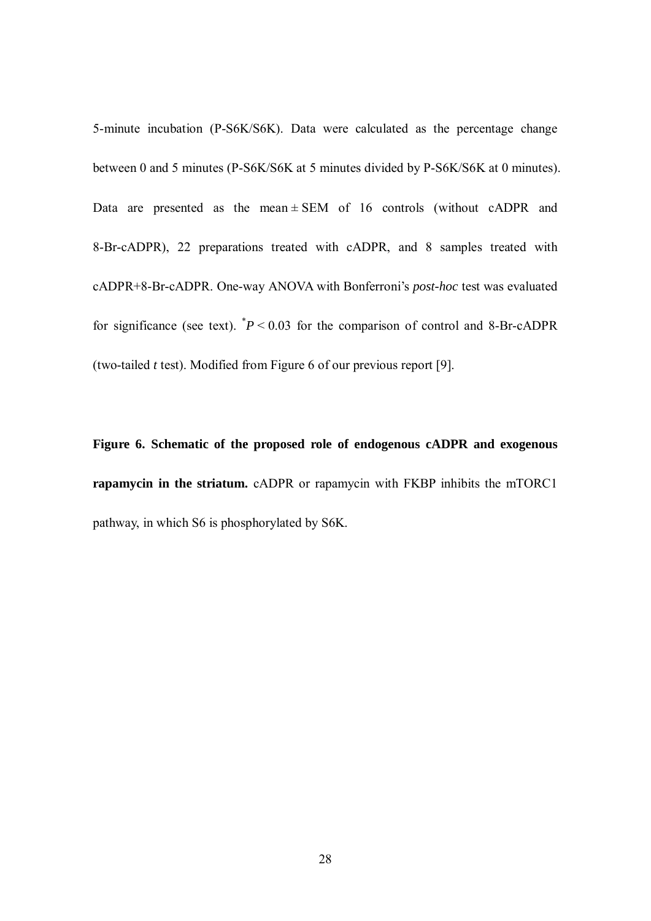5-minute incubation (P-S6K/S6K). Data were calculated as the percentage change between 0 and 5 minutes (P-S6K/S6K at 5 minutes divided by P-S6K/S6K at 0 minutes). Data are presented as the mean ± SEM of 16 controls (without cADPR and 8-Br-cADPR), 22 preparations treated with cADPR, and 8 samples treated with cADPR+8-Br-cADPR. One-way ANOVA with Bonferroni's *post-hoc* test was evaluated for significance (see text). $^{*}P < 0.03$ for the comparison of control and 8-Br-cADPR (two-tailed *t* test). Modified from Figure 6 of our previous report [9].

**Figure 6. Schematic of the proposed role of endogenous cADPR and exogenous rapamycin in the striatum.** cADPR or rapamycin with FKBP inhibits the mTORC1 pathway, in which S6 is phosphorylated by S6K.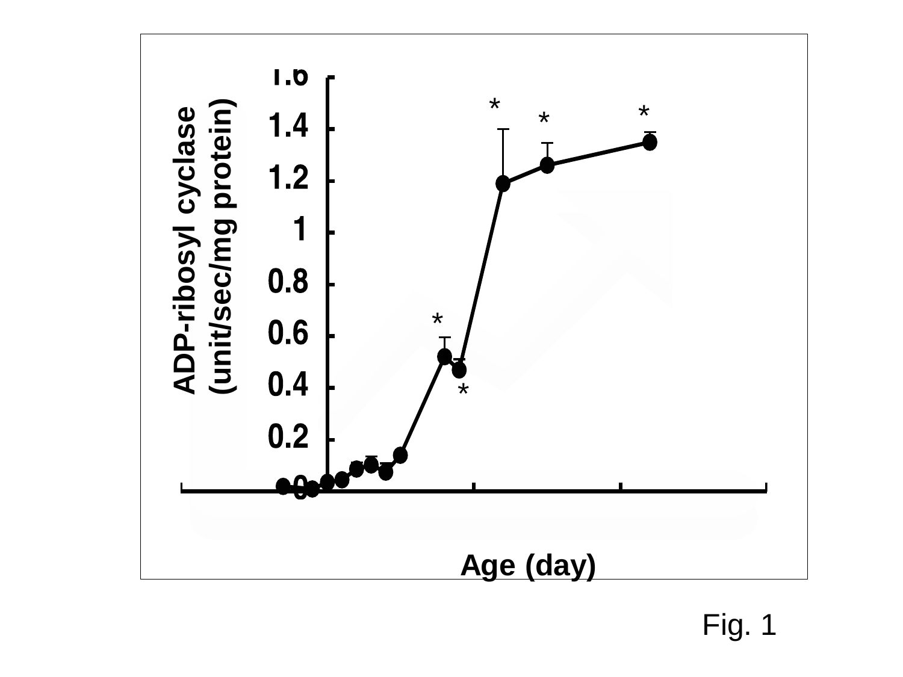ADP-ribosyl cyclase (unit/sec/mg protein)

1.6

1.4

1.2

1

0.8

0.6

0.4

0.2

0

Age (day)

Fig. 1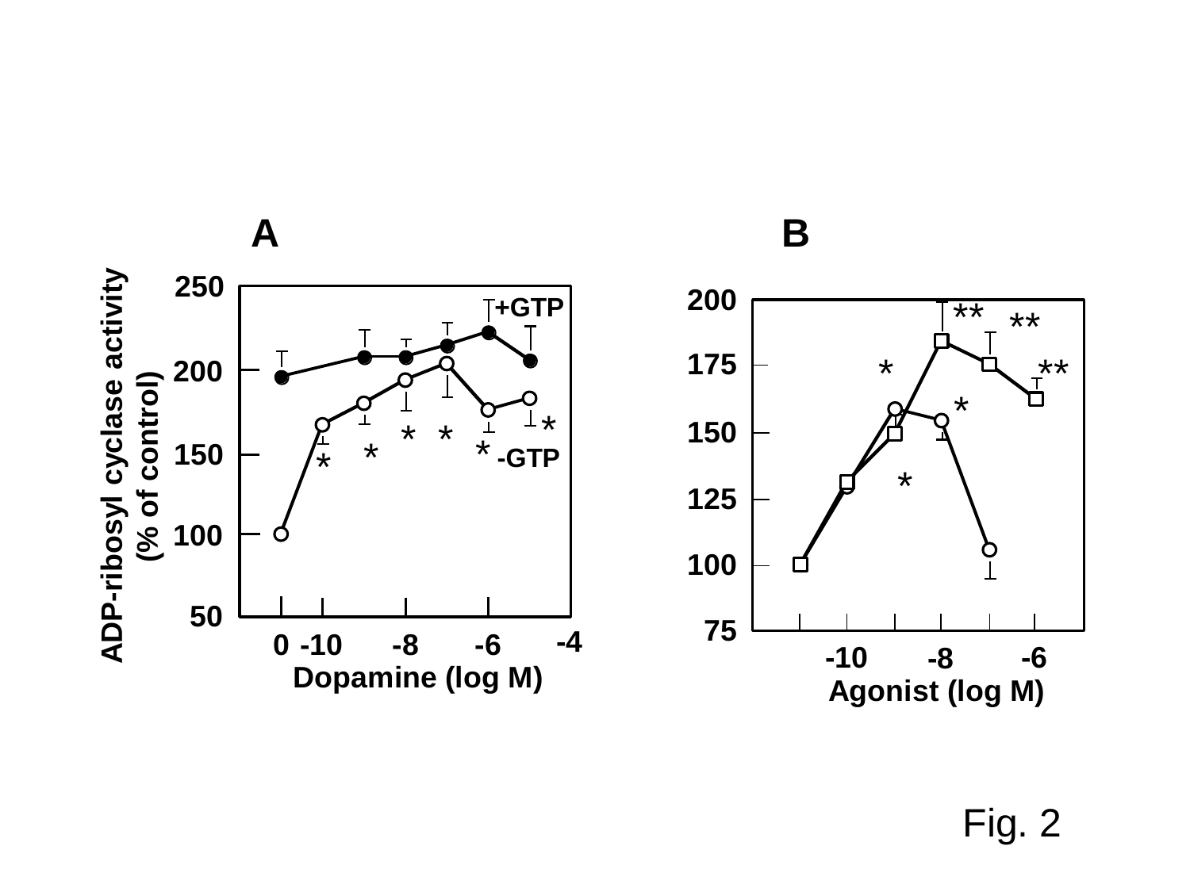Fig. 2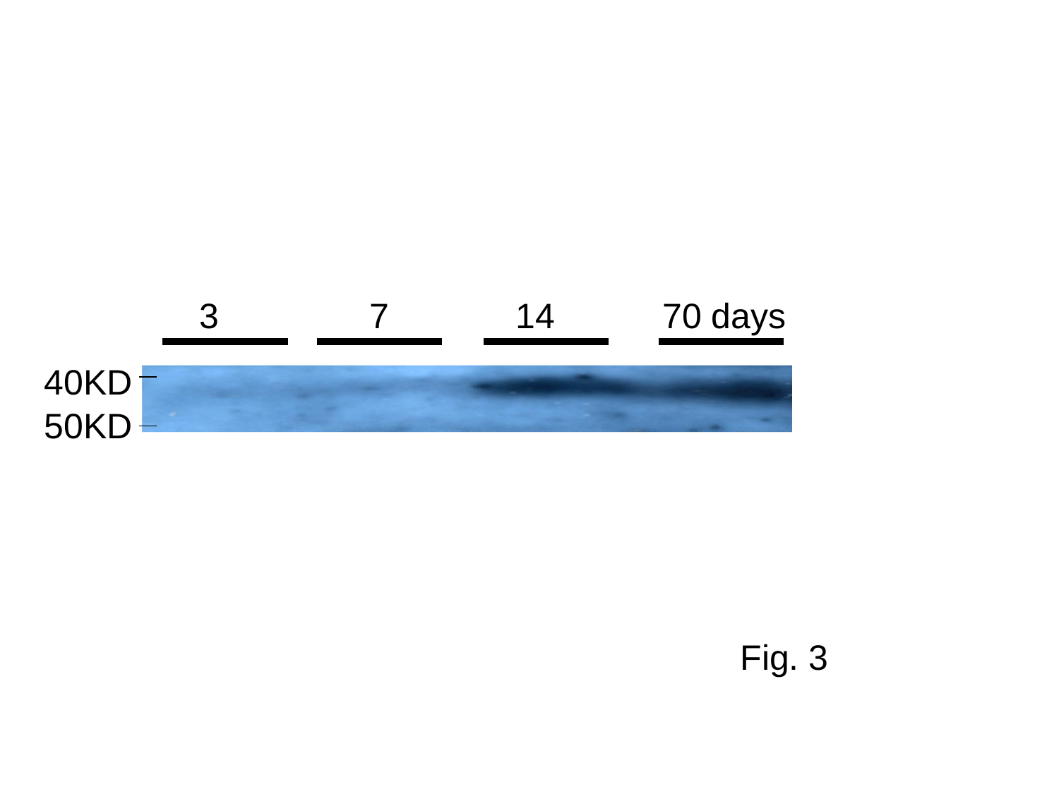Fig. 3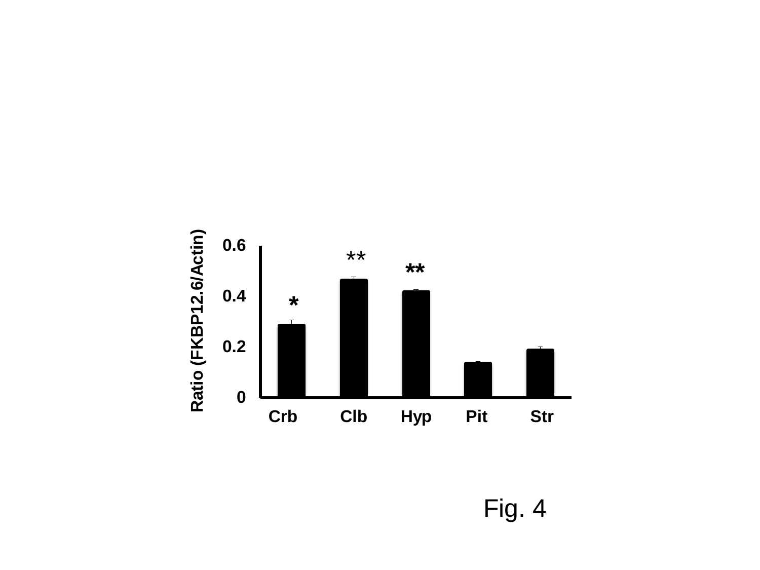Fig. 4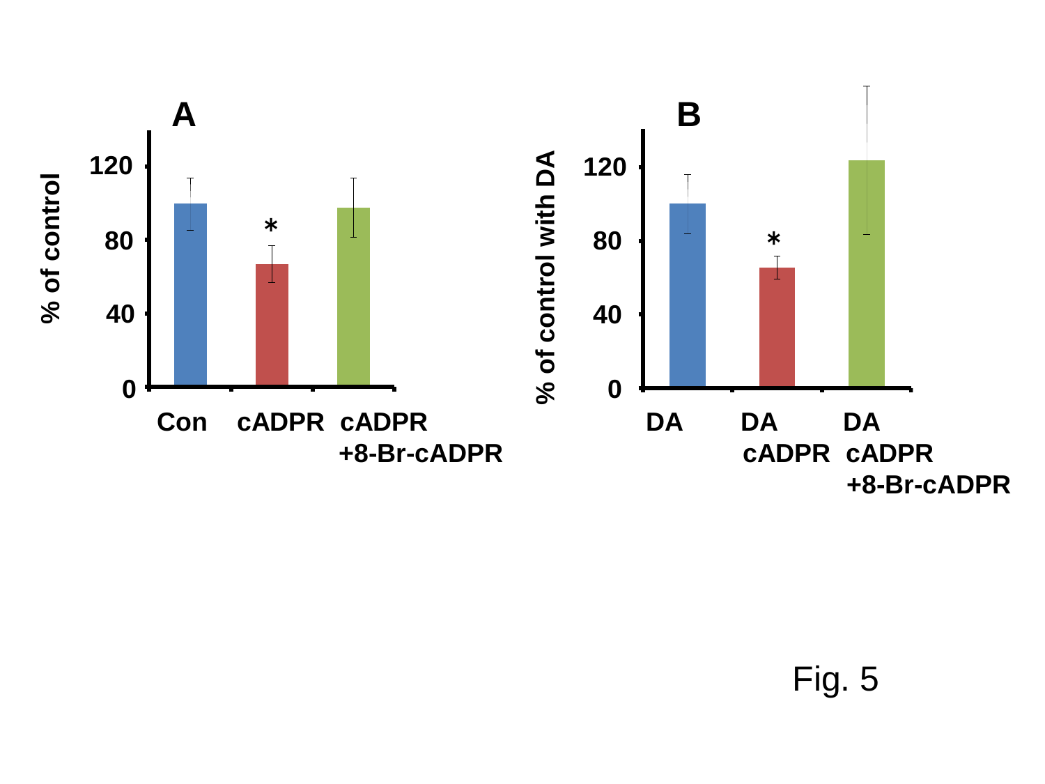Fig. 5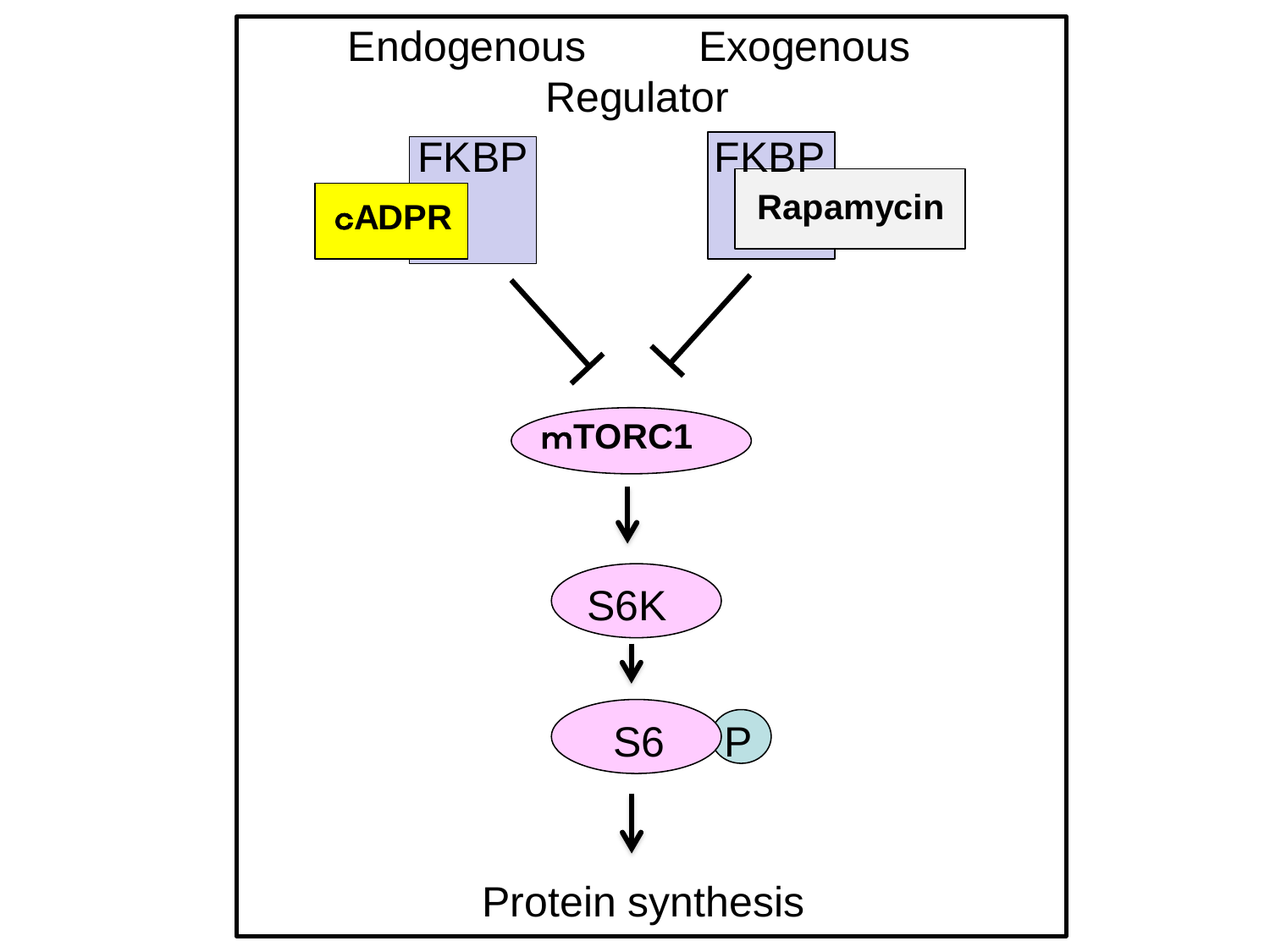Endogenous Exogenous

Regulator

FKBP

cADPR

FKBP

Rapamycin

mTORC1

S6K

S6

P

Protein synthesis